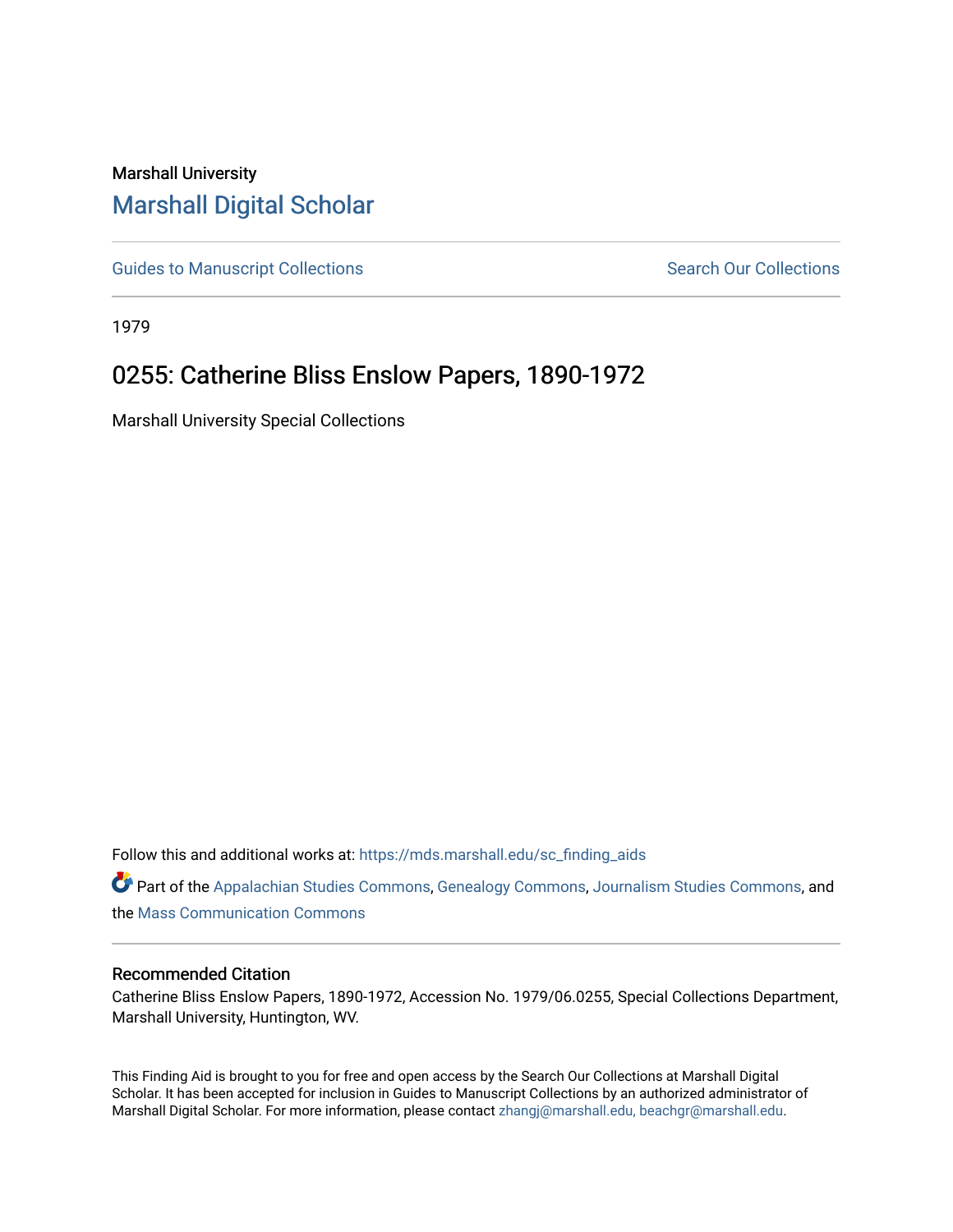Marshall University

# Marshall Digital Scholar

Guides to Manuscript Collections

Search Our Collections

1979

## 0255: Catherine Bliss Enslow Papers, 1890-1972

Marshall University Special Collections

Follow this and additional works at: https://mds.marshall.edu/sc_finding_aids

Part of the Appalachian Studies Commons, Genealogy Commons, Journalism Studies Commons, and the Mass Communication Commons

### Recommended Citation

Catherine Bliss Enslow Papers, 1890-1972, Accession No. 1979/06.0255, Special Collections Department, Marshall University, Huntington, WV.

This Finding Aid is brought to you for free and open access by the Search Our Collections at Marshall Digital Scholar. It has been accepted for inclusion in Guides to Manuscript Collections by an authorized administrator of Marshall Digital Scholar. For more information, please contact zhangj@marshall.edu, beachgr@marshall.edu.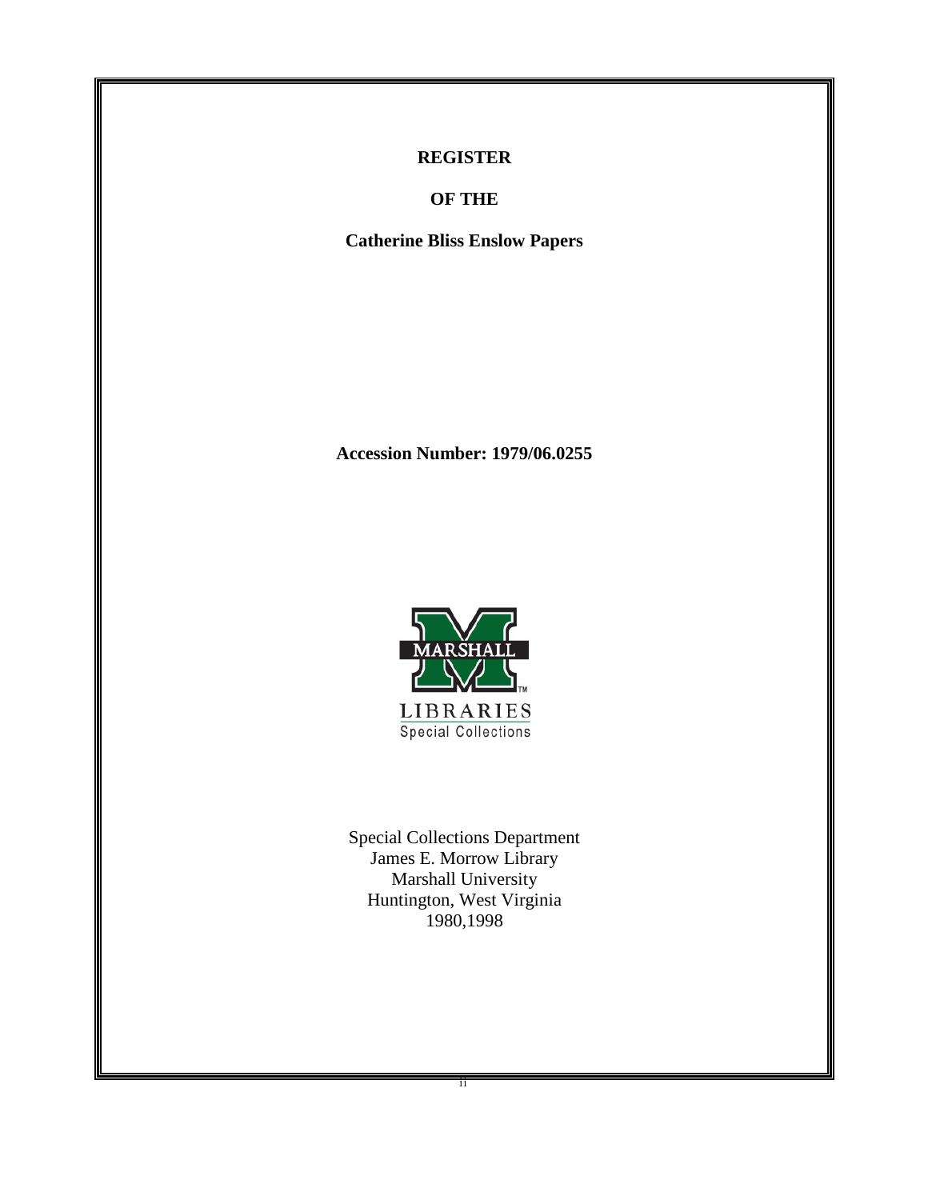# REGISTER

# OF THE

# Catherine Bliss Enslow Papers

**Accession Number: 1979/06.0255**

Special Collections Department
James E. Morrow Library
Marshall University
Huntington, West Virginia
1980,1998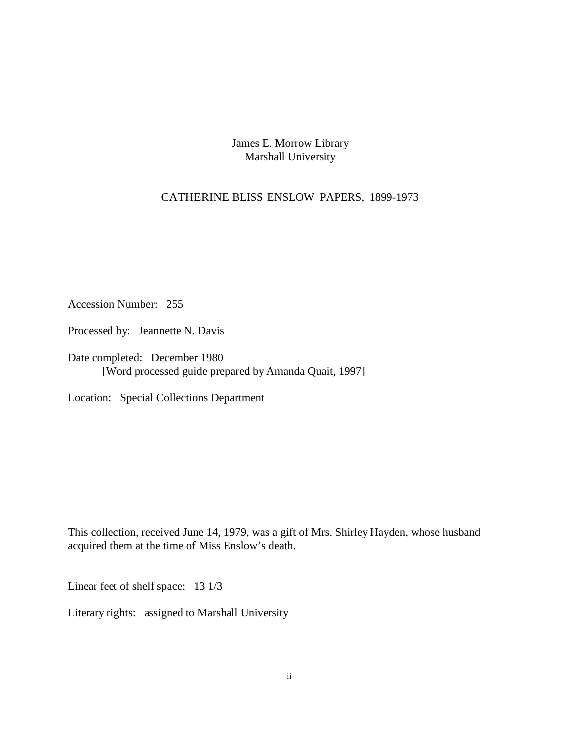James E. Morrow Library
Marshall University

# CATHERINE BLISS ENSLOW PAPERS, 1899-1973

Accession Number: 255

Processed by: Jeannette N. Davis

Date completed: December 1980
[Word processed guide prepared by Amanda Quait, 1997]

Location: Special Collections Department

This collection, received June 14, 1979, was a gift of Mrs. Shirley Hayden, whose husband acquired them at the time of Miss Enslow's death.

Linear feet of shelf space: 13 1/3

Literary rights: assigned to Marshall University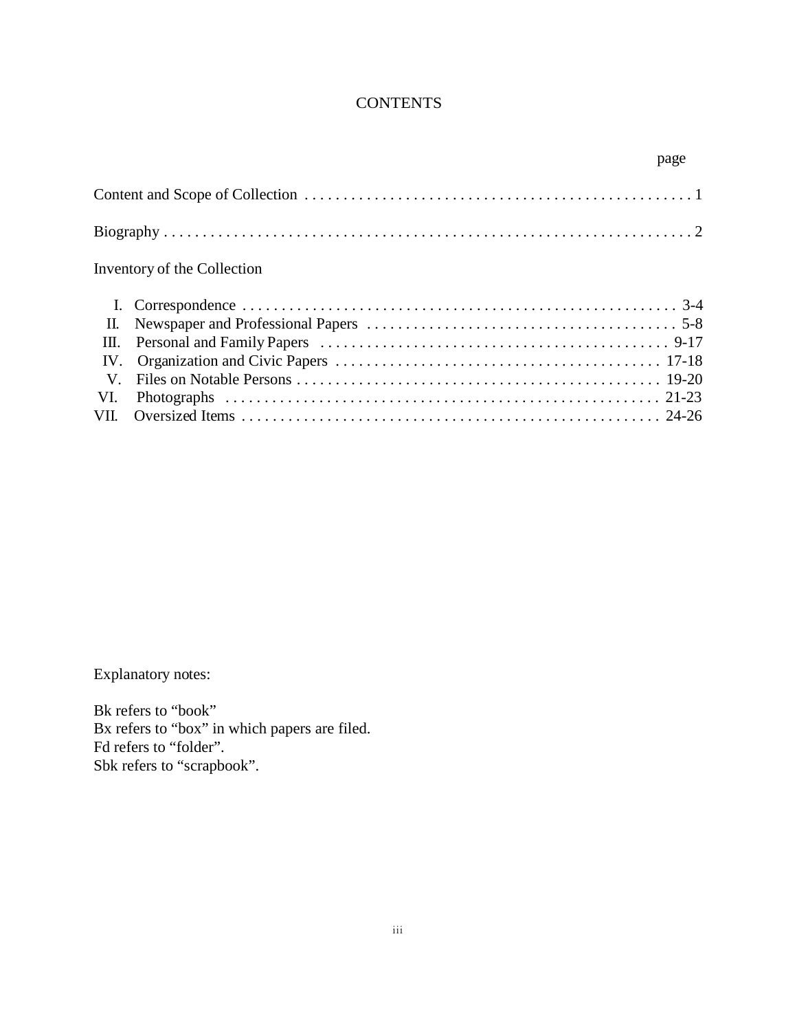# CONTENTS

| | page |
|---|---|
| Content and Scope of Collection | 1 |
| Biography | 2 |
| Inventory of the Collection | |
| I. Correspondence | 3-4 |
| II. Newspaper and Professional Papers | 5-8 |
| III. Personal and Family Papers | 9-17 |
| IV. Organization and Civic Papers | 17-18 |
| V. Files on Notable Persons | 19-20 |
| VI. Photographs | 21-23 |
| VII. Oversized Items | 24-26 |

Explanatory notes:

Bk refers to "book"
Bx refers to "box" in which papers are filed.
Fd refers to "folder".
Sbk refers to "scrapbook".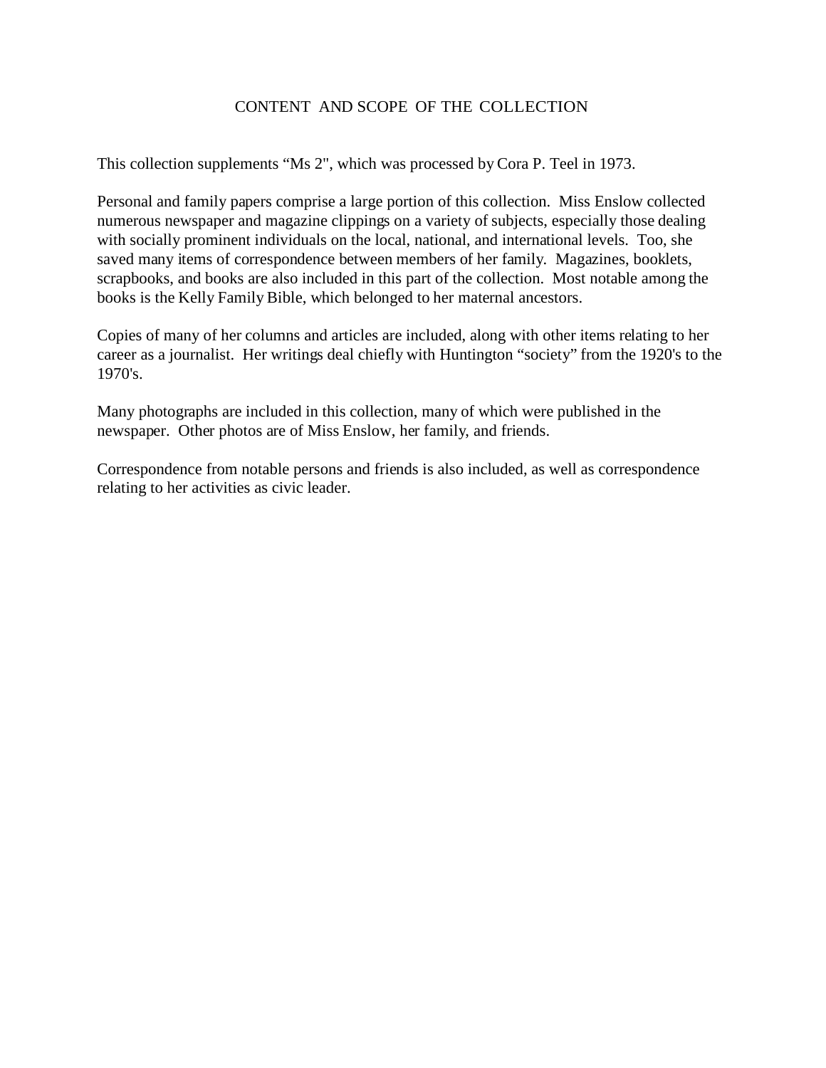## CONTENT AND SCOPE OF THE COLLECTION

This collection supplements “Ms 2", which was processed by Cora P. Teel in 1973.

Personal and family papers comprise a large portion of this collection. Miss Enslow collected numerous newspaper and magazine clippings on a variety of subjects, especially those dealing with socially prominent individuals on the local, national, and international levels. Too, she saved many items of correspondence between members of her family. Magazines, booklets, scrapbooks, and books are also included in this part of the collection. Most notable among the books is the Kelly Family Bible, which belonged to her maternal ancestors.

Copies of many of her columns and articles are included, along with other items relating to her career as a journalist. Her writings deal chiefly with Huntington “society” from the 1920's to the 1970's.

Many photographs are included in this collection, many of which were published in the newspaper. Other photos are of Miss Enslow, her family, and friends.

Correspondence from notable persons and friends is also included, as well as correspondence relating to her activities as civic leader.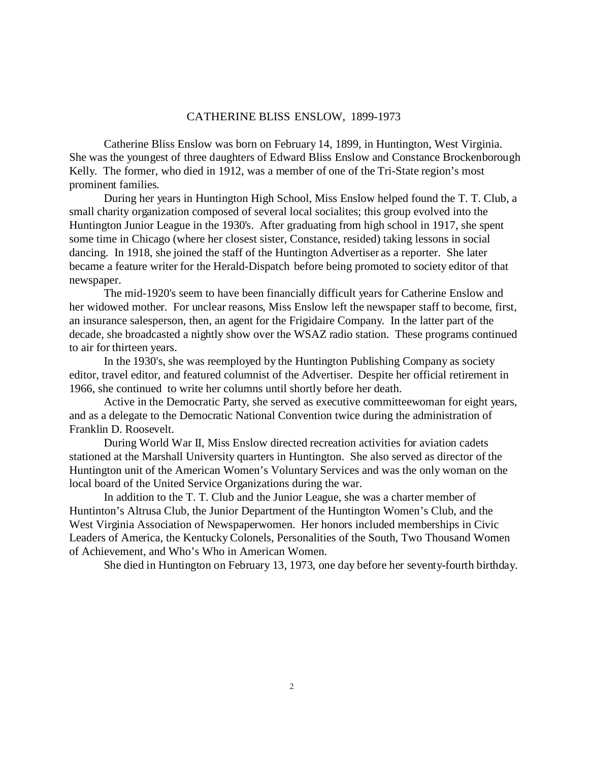# CATHERINE BLISS ENSLOW, 1899-1973

Catherine Bliss Enslow was born on February 14, 1899, in Huntington, West Virginia. She was the youngest of three daughters of Edward Bliss Enslow and Constance Brockenborough Kelly. The former, who died in 1912, was a member of one of the Tri-State region's most prominent families.

During her years in Huntington High School, Miss Enslow helped found the T. T. Club, a small charity organization composed of several local socialites; this group evolved into the Huntington Junior League in the 1930's. After graduating from high school in 1917, she spent some time in Chicago (where her closest sister, Constance, resided) taking lessons in social dancing. In 1918, she joined the staff of the Huntington Advertiser as a reporter. She later became a feature writer for the Herald-Dispatch before being promoted to society editor of that newspaper.

The mid-1920's seem to have been financially difficult years for Catherine Enslow and her widowed mother. For unclear reasons, Miss Enslow left the newspaper staff to become, first, an insurance salesperson, then, an agent for the Frigidaire Company. In the latter part of the decade, she broadcasted a nightly show over the WSAZ radio station. These programs continued to air for thirteen years.

In the 1930's, she was reemployed by the Huntington Publishing Company as society editor, travel editor, and featured columnist of the Advertiser. Despite her official retirement in 1966, she continued to write her columns until shortly before her death.

Active in the Democratic Party, she served as executive committeewoman for eight years, and as a delegate to the Democratic National Convention twice during the administration of Franklin D. Roosevelt.

During World War II, Miss Enslow directed recreation activities for aviation cadets stationed at the Marshall University quarters in Huntington. She also served as director of the Huntington unit of the American Women's Voluntary Services and was the only woman on the local board of the United Service Organizations during the war.

In addition to the T. T. Club and the Junior League, she was a charter member of Huntinton's Altrusa Club, the Junior Department of the Huntington Women's Club, and the West Virginia Association of Newspaperwomen. Her honors included memberships in Civic Leaders of America, the Kentucky Colonels, Personalities of the South, Two Thousand Women of Achievement, and Who's Who in American Women.

She died in Huntington on February 13, 1973, one day before her seventy-fourth birthday.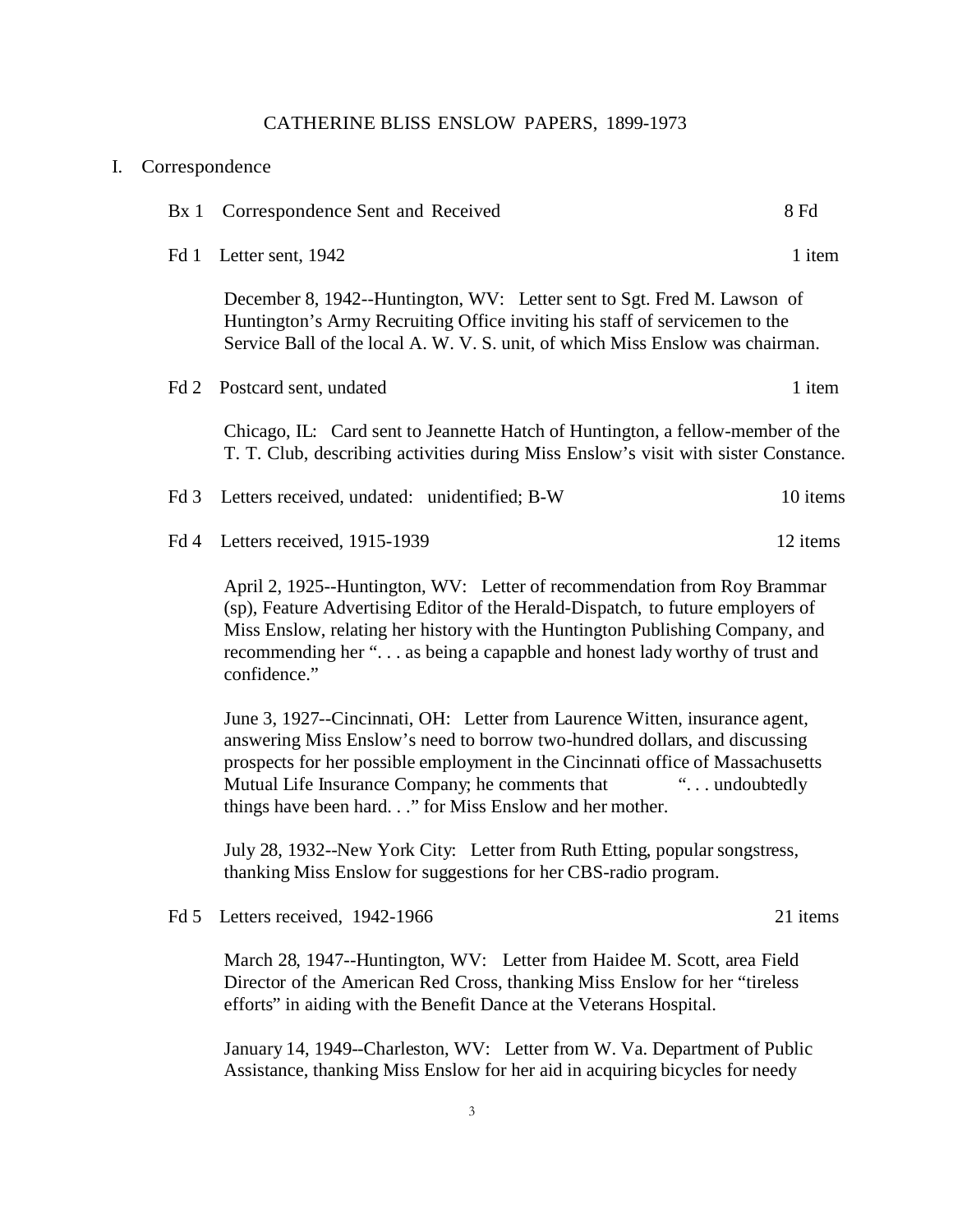CATHERINE BLISS ENSLOW PAPERS, 1899-1973

I. Correspondence

Bx 1 Correspondence Sent and Received 8 Fd

Fd 1 Letter sent, 1942 1 item

December 8, 1942--Huntington, WV: Letter sent to Sgt. Fred M. Lawson of Huntington's Army Recruiting Office inviting his staff of servicemen to the Service Ball of the local A. W. V. S. unit, of which Miss Enslow was chairman.

Fd 2 Postcard sent, undated 1 item

Chicago, IL: Card sent to Jeannette Hatch of Huntington, a fellow-member of the T. T. Club, describing activities during Miss Enslow's visit with sister Constance.

Fd 3 Letters received, undated: unidentified; B-W 10 items

Fd 4 Letters received, 1915-1939 12 items

April 2, 1925--Huntington, WV: Letter of recommendation from Roy Brammar (sp), Feature Advertising Editor of the Herald-Dispatch, to future employers of Miss Enslow, relating her history with the Huntington Publishing Company, and recommending her ". . . as being a capapble and honest lady worthy of trust and confidence."

June 3, 1927--Cincinnati, OH: Letter from Laurence Witten, insurance agent, answering Miss Enslow's need to borrow two-hundred dollars, and discussing prospects for her possible employment in the Cincinnati office of Massachusetts Mutual Life Insurance Company; he comments that ". . . undoubtedly things have been hard. . ." for Miss Enslow and her mother.

July 28, 1932--New York City: Letter from Ruth Etting, popular songstress, thanking Miss Enslow for suggestions for her CBS-radio program.

Fd 5 Letters received, 1942-1966 21 items

March 28, 1947--Huntington, WV: Letter from Haidee M. Scott, area Field Director of the American Red Cross, thanking Miss Enslow for her "tireless efforts" in aiding with the Benefit Dance at the Veterans Hospital.

January 14, 1949--Charleston, WV: Letter from W. Va. Department of Public Assistance, thanking Miss Enslow for her aid in acquiring bicycles for needy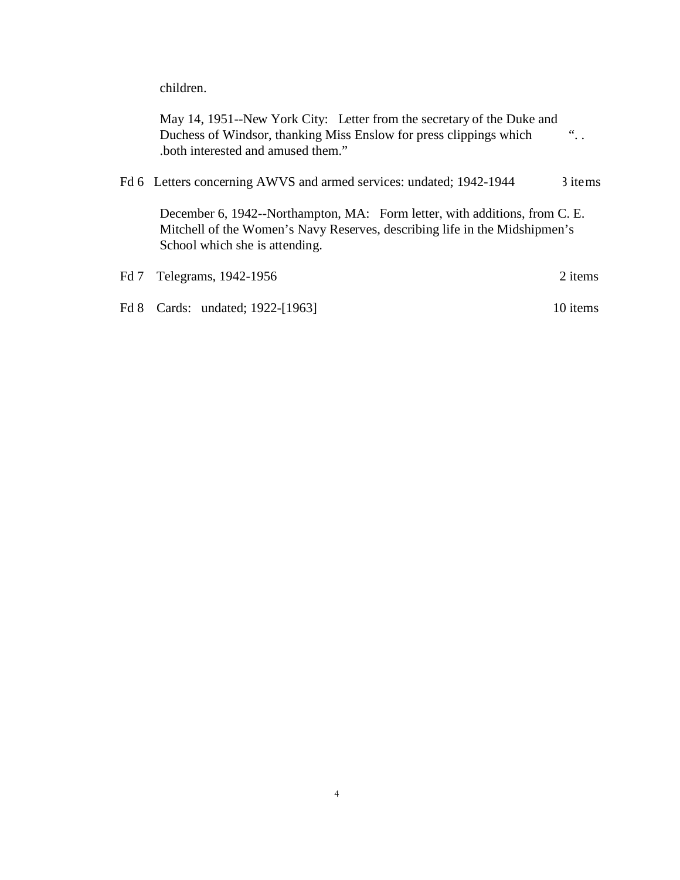children.

May 14, 1951--New York City: Letter from the secretary of the Duke and Duchess of Windsor, thanking Miss Enslow for press clippings which ". . .both interested and amused them."

Fd 6 Letters concerning AWVS and armed services: undated; 1942-1944 3 items

December 6, 1942--Northampton, MA: Form letter, with additions, from C. E. Mitchell of the Women's Navy Reserves, describing life in the Midshipmen's School which she is attending.

Fd 7 Telegrams, 1942-1956 2 items

Fd 8 Cards: undated; 1922-[1963] 10 items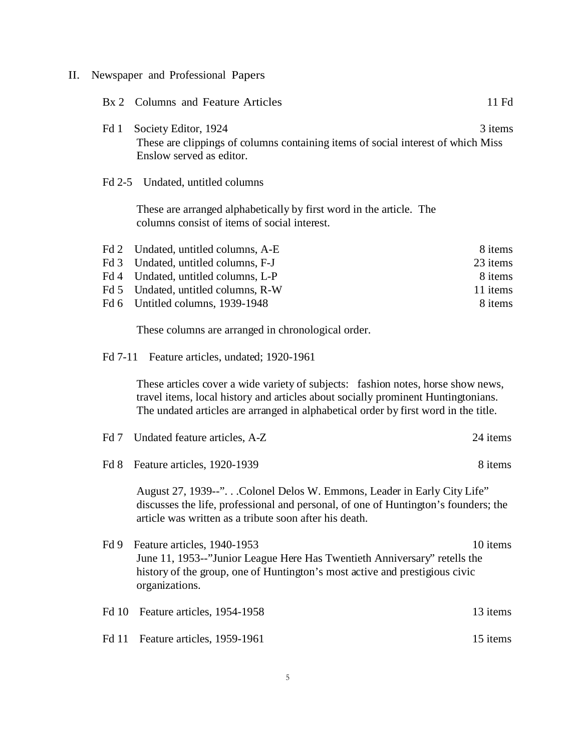## II. Newspaper and Professional Papers

**Bx 2 Columns and Feature Articles** — 11 Fd

**Fd 1 Society Editor, 1924** — 3 items

These are clippings of columns containing items of social interest of which Miss Enslow served as editor.

**Fd 2-5 Undated, untitled columns**

These are arranged alphabetically by first word in the article. The columns consist of items of social interest.

| Folder | Description | Items |
|---|---|---|
| Fd 2 | Undated, untitled columns, A-E | 8 items |
| Fd 3 | Undated, untitled columns, F-J | 23 items |
| Fd 4 | Undated, untitled columns, L-P | 8 items |
| Fd 5 | Undated, untitled columns, R-W | 11 items |
| Fd 6 | Untitled columns, 1939-1948 | 8 items |

These columns are arranged in chronological order.

**Fd 7-11 Feature articles, undated; 1920-1961**

These articles cover a wide variety of subjects: fashion notes, horse show news, travel items, local history and articles about socially prominent Huntingtonians. The undated articles are arranged in alphabetical order by first word in the title.

**Fd 7 Undated feature articles, A-Z** — 24 items

**Fd 8 Feature articles, 1920-1939** — 8 items

August 27, 1939--". . .Colonel Delos W. Emmons, Leader in Early City Life" discusses the life, professional and personal, of one of Huntington's founders; the article was written as a tribute soon after his death.

**Fd 9 Feature articles, 1940-1953** — 10 items

June 11, 1953--"Junior League Here Has Twentieth Anniversary" retells the history of the group, one of Huntington's most active and prestigious civic organizations.

**Fd 10 Feature articles, 1954-1958** — 13 items

**Fd 11 Feature articles, 1959-1961** — 15 items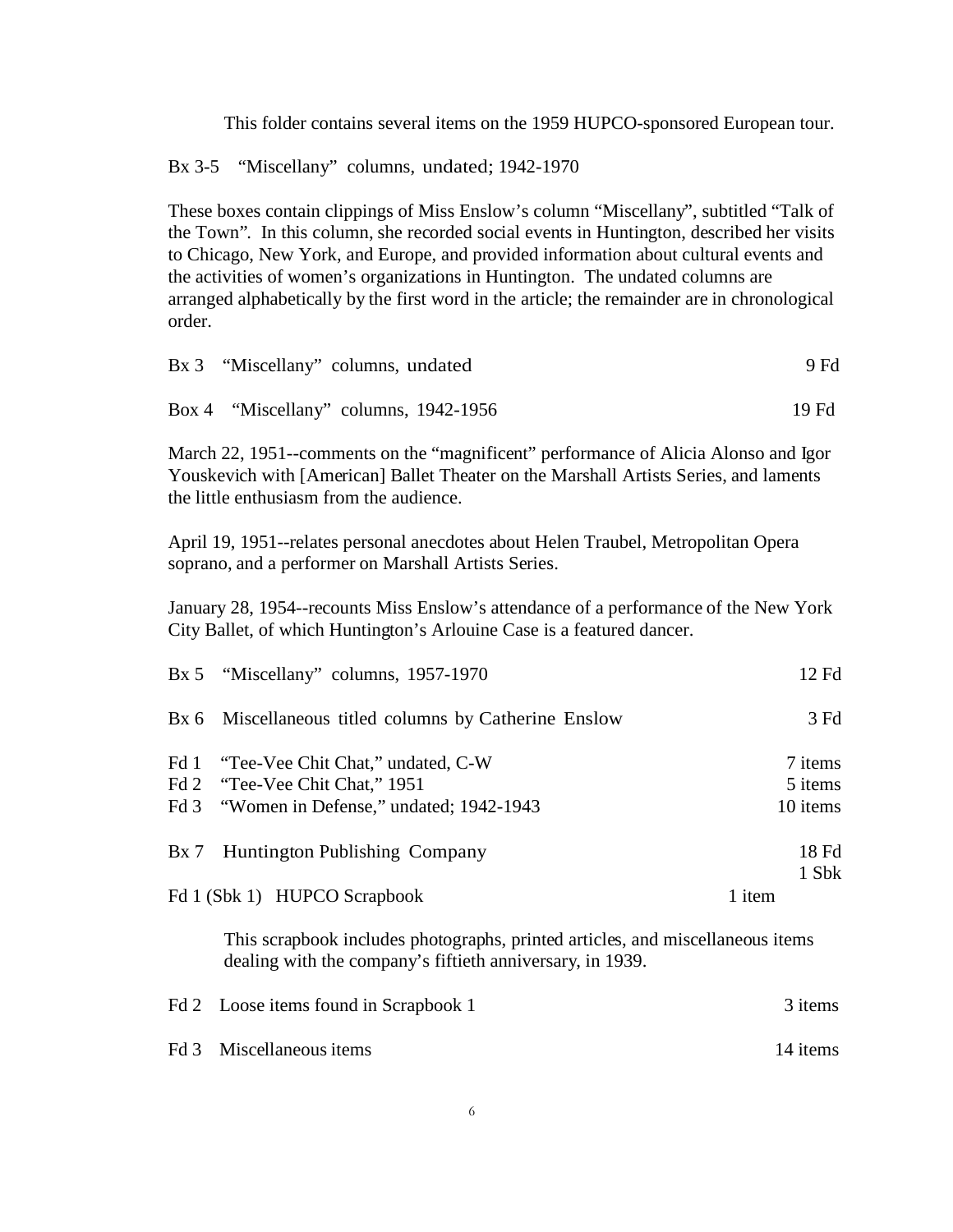This folder contains several items on the 1959 HUPCO-sponsored European tour.

Bx 3-5 "Miscellany" columns, undated; 1942-1970

These boxes contain clippings of Miss Enslow's column "Miscellany", subtitled "Talk of the Town". In this column, she recorded social events in Huntington, described her visits to Chicago, New York, and Europe, and provided information about cultural events and the activities of women's organizations in Huntington. The undated columns are arranged alphabetically by the first word in the article; the remainder are in chronological order.

| | |
|---|---|
| Bx 3 "Miscellany" columns, undated | 9 Fd |
| Box 4 "Miscellany" columns, 1942-1956 | 19 Fd |

March 22, 1951--comments on the "magnificent" performance of Alicia Alonso and Igor Youskevich with [American] Ballet Theater on the Marshall Artists Series, and laments the little enthusiasm from the audience.

April 19, 1951--relates personal anecdotes about Helen Traubel, Metropolitan Opera soprano, and a performer on Marshall Artists Series.

January 28, 1954--recounts Miss Enslow's attendance of a performance of the New York City Ballet, of which Huntington's Arlouine Case is a featured dancer.

| | |
|---|---|
| Bx 5 "Miscellany" columns, 1957-1970 | 12 Fd |
| Bx 6 Miscellaneous titled columns by Catherine Enslow | 3 Fd |
| Fd 1 "Tee-Vee Chit Chat," undated, C-W | 7 items |
| Fd 2 "Tee-Vee Chit Chat," 1951 | 5 items |
| Fd 3 "Women in Defense," undated; 1942-1943 | 10 items |
| Bx 7 Huntington Publishing Company | 18 Fd<br>1 Sbk |
| Fd 1 (Sbk 1) HUPCO Scrapbook | 1 item |

This scrapbook includes photographs, printed articles, and miscellaneous items dealing with the company's fiftieth anniversary, in 1939.

| | |
|---|---|
| Fd 2 Loose items found in Scrapbook 1 | 3 items |
| Fd 3 Miscellaneous items | 14 items |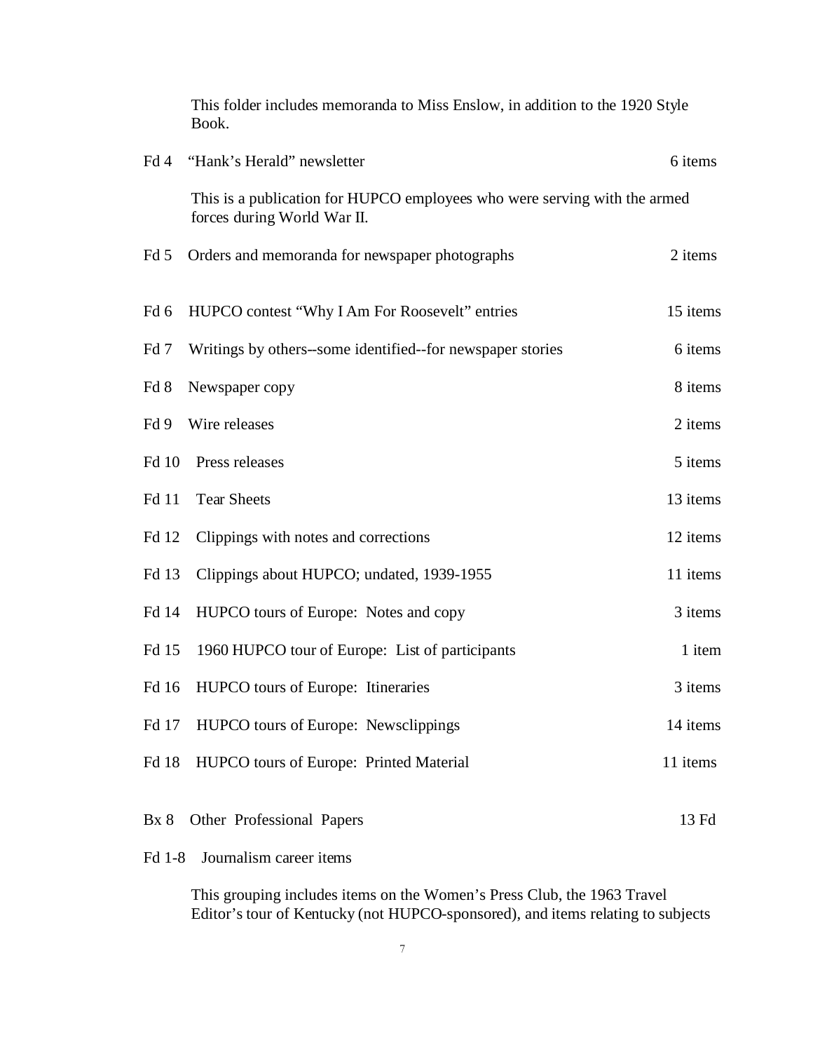This folder includes memoranda to Miss Enslow, in addition to the 1920 Style Book.

Fd 4 "Hank's Herald" newsletter 6 items

This is a publication for HUPCO employees who were serving with the armed forces during World War II.

Fd 5 Orders and memoranda for newspaper photographs 2 items

Fd 6 HUPCO contest "Why I Am For Roosevelt" entries 15 items

Fd 7 Writings by others--some identified--for newspaper stories 6 items

Fd 8 Newspaper copy 8 items

Fd 9 Wire releases 2 items

Fd 10 Press releases 5 items

Fd 11 Tear Sheets 13 items

Fd 12 Clippings with notes and corrections 12 items

Fd 13 Clippings about HUPCO; undated, 1939-1955 11 items

Fd 14 HUPCO tours of Europe: Notes and copy 3 items

Fd 15 1960 HUPCO tour of Europe: List of participants 1 item

Fd 16 HUPCO tours of Europe: Itineraries 3 items

Fd 17 HUPCO tours of Europe: Newsclippings 14 items

Fd 18 HUPCO tours of Europe: Printed Material 11 items

Bx 8 Other Professional Papers 13 Fd

Fd 1-8 Journalism career items

This grouping includes items on the Women's Press Club, the 1963 Travel Editor's tour of Kentucky (not HUPCO-sponsored), and items relating to subjects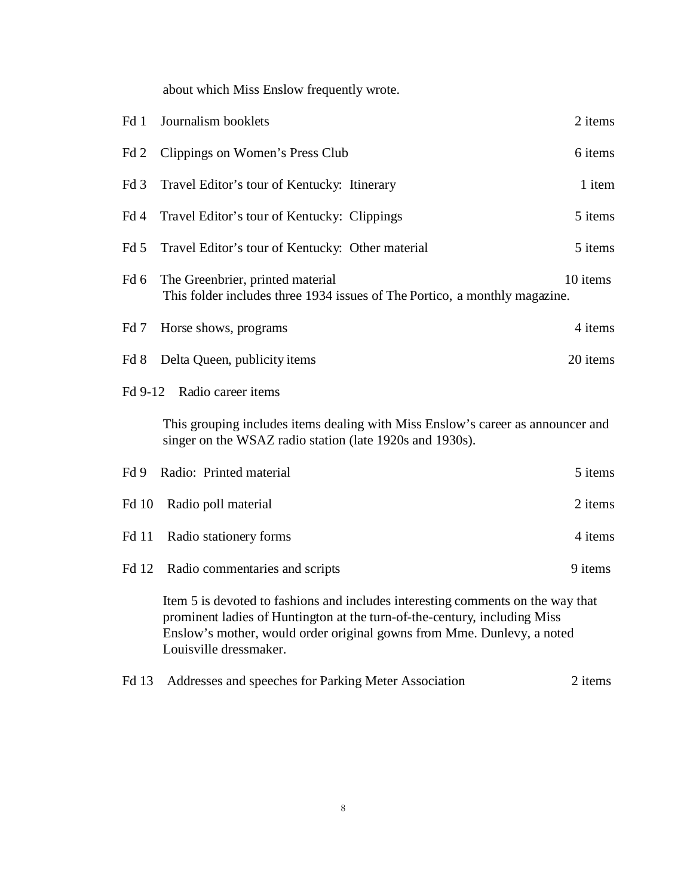about which Miss Enslow frequently wrote.

| | | |
|---|---|---|
| Fd 1 | Journalism booklets | 2 items |
| Fd 2 | Clippings on Women's Press Club | 6 items |
| Fd 3 | Travel Editor's tour of Kentucky: Itinerary | 1 item |
| Fd 4 | Travel Editor's tour of Kentucky: Clippings | 5 items |
| Fd 5 | Travel Editor's tour of Kentucky: Other material | 5 items |
| Fd 6 | The Greenbrier, printed material | 10 items |

This folder includes three 1934 issues of *The Portico*, a monthly magazine.

| | | |
|---|---|---|
| Fd 7 | Horse shows, programs | 4 items |
| Fd 8 | Delta Queen, publicity items | 20 items |

Fd 9-12 Radio career items

This grouping includes items dealing with Miss Enslow's career as announcer and singer on the WSAZ radio station (late 1920s and 1930s).

| | | |
|---|---|---|
| Fd 9 | Radio: Printed material | 5 items |
| Fd 10 | Radio poll material | 2 items |
| Fd 11 | Radio stationery forms | 4 items |
| Fd 12 | Radio commentaries and scripts | 9 items |

Item 5 is devoted to fashions and includes interesting comments on the way that prominent ladies of Huntington at the turn-of-the-century, including Miss Enslow's mother, would order original gowns from Mme. Dunlevy, a noted Louisville dressmaker.

| | | |
|---|---|---|
| Fd 13 | Addresses and speeches for Parking Meter Association | 2 items |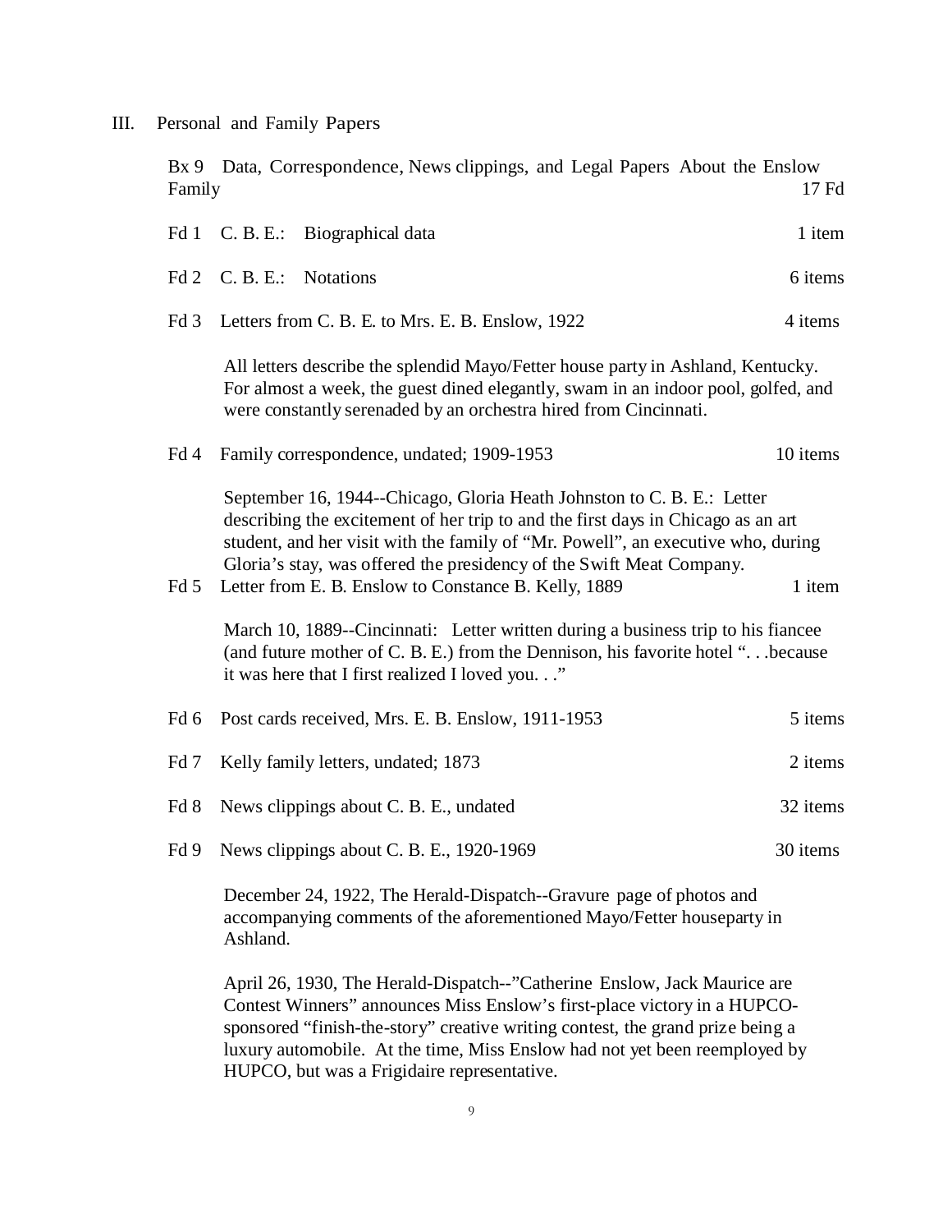## III. Personal and Family Papers

Bx 9 Data, Correspondence, News clippings, and Legal Papers About the Enslow Family — 17 Fd

Fd 1 C. B. E.: Biographical data — 1 item

Fd 2 C. B. E.: Notations — 6 items

Fd 3 Letters from C. B. E. to Mrs. E. B. Enslow, 1922 — 4 items

All letters describe the splendid Mayo/Fetter house party in Ashland, Kentucky. For almost a week, the guest dined elegantly, swam in an indoor pool, golfed, and were constantly serenaded by an orchestra hired from Cincinnati.

Fd 4 Family correspondence, undated; 1909-1953 — 10 items

September 16, 1944--Chicago, Gloria Heath Johnston to C. B. E.: Letter describing the excitement of her trip to and the first days in Chicago as an art student, and her visit with the family of "Mr. Powell", an executive who, during Gloria's stay, was offered the presidency of the Swift Meat Company.

Fd 5 Letter from E. B. Enslow to Constance B. Kelly, 1889 — 1 item

March 10, 1889--Cincinnati: Letter written during a business trip to his fiancee (and future mother of C. B. E.) from the Dennison, his favorite hotel ". . .because it was here that I first realized I loved you. . ."

Fd 6 Post cards received, Mrs. E. B. Enslow, 1911-1953 — 5 items

Fd 7 Kelly family letters, undated; 1873 — 2 items

Fd 8 News clippings about C. B. E., undated — 32 items

Fd 9 News clippings about C. B. E., 1920-1969 — 30 items

December 24, 1922, The Herald-Dispatch--Gravure page of photos and accompanying comments of the aforementioned Mayo/Fetter houseparty in Ashland.

April 26, 1930, The Herald-Dispatch--"Catherine Enslow, Jack Maurice are Contest Winners" announces Miss Enslow's first-place victory in a HUPCO-sponsored "finish-the-story" creative writing contest, the grand prize being a luxury automobile. At the time, Miss Enslow had not yet been reemployed by HUPCO, but was a Frigidaire representative.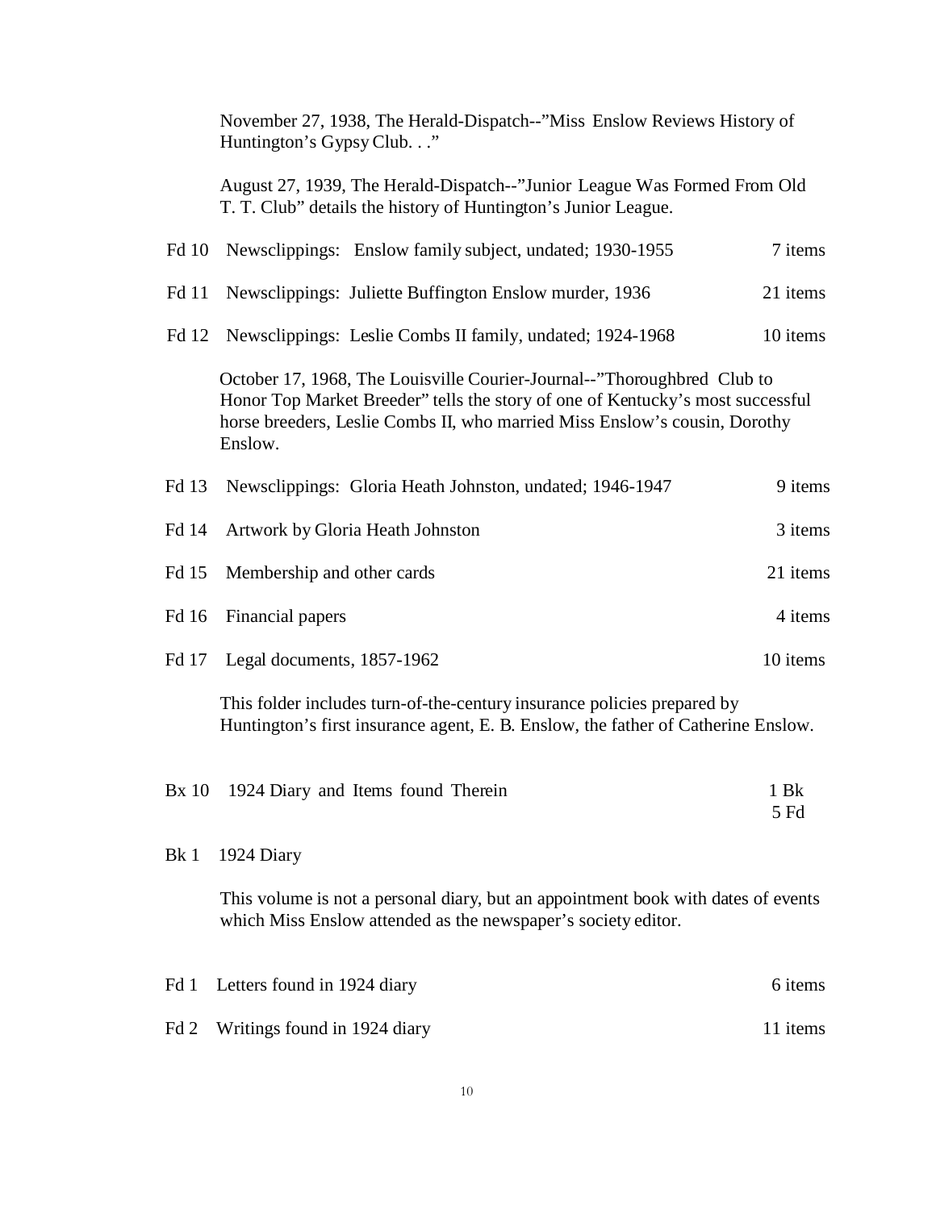November 27, 1938, The Herald-Dispatch--"Miss Enslow Reviews History of Huntington's Gypsy Club. . ."

August 27, 1939, The Herald-Dispatch--"Junior League Was Formed From Old T. T. Club" details the history of Huntington's Junior League.

Fd 10 Newsclippings: Enslow family subject, undated; 1930-1955 — 7 items

Fd 11 Newsclippings: Juliette Buffington Enslow murder, 1936 — 21 items

Fd 12 Newsclippings: Leslie Combs II family, undated; 1924-1968 — 10 items

October 17, 1968, The Louisville Courier-Journal--"Thoroughbred Club to Honor Top Market Breeder" tells the story of one of Kentucky's most successful horse breeders, Leslie Combs II, who married Miss Enslow's cousin, Dorothy Enslow.

Fd 13 Newsclippings: Gloria Heath Johnston, undated; 1946-1947 — 9 items

Fd 14 Artwork by Gloria Heath Johnston — 3 items

Fd 15 Membership and other cards — 21 items

Fd 16 Financial papers — 4 items

Fd 17 Legal documents, 1857-1962 — 10 items

This folder includes turn-of-the-century insurance policies prepared by Huntington's first insurance agent, E. B. Enslow, the father of Catherine Enslow.

Bx 10 1924 Diary and Items found Therein — 1 Bk, 5 Fd

Bk 1 1924 Diary

This volume is not a personal diary, but an appointment book with dates of events which Miss Enslow attended as the newspaper's society editor.

Fd 1 Letters found in 1924 diary — 6 items

Fd 2 Writings found in 1924 diary — 11 items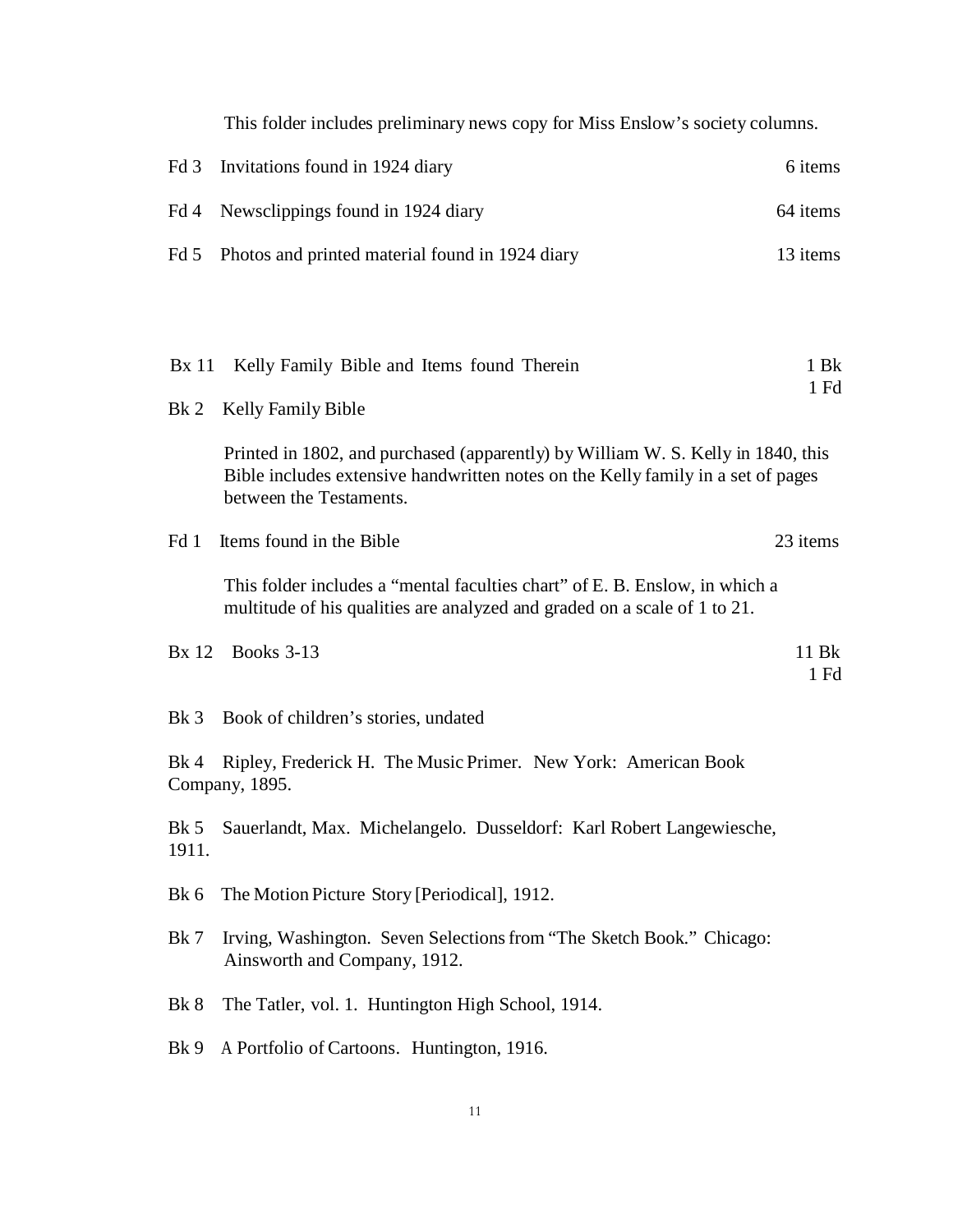This folder includes preliminary news copy for Miss Enslow's society columns.

Fd 3 Invitations found in 1924 diary 6 items

Fd 4 Newsclippings found in 1924 diary 64 items

Fd 5 Photos and printed material found in 1924 diary 13 items

Bx 11 Kelly Family Bible and Items found Therein 1 Bk
1 Fd

Bk 2 Kelly Family Bible

Printed in 1802, and purchased (apparently) by William W. S. Kelly in 1840, this Bible includes extensive handwritten notes on the Kelly family in a set of pages between the Testaments.

Fd 1 Items found in the Bible 23 items

This folder includes a "mental faculties chart" of E. B. Enslow, in which a multitude of his qualities are analyzed and graded on a scale of 1 to 21.

Bx 12 Books 3-13 11 Bk
1 Fd

Bk 3 Book of children's stories, undated

Bk 4 Ripley, Frederick H. The Music Primer. New York: American Book Company, 1895.

Bk 5 Sauerlandt, Max. Michelangelo. Dusseldorf: Karl Robert Langewiesche, 1911.

Bk 6 The Motion Picture Story [Periodical], 1912.

Bk 7 Irving, Washington. Seven Selections from "The Sketch Book." Chicago: Ainsworth and Company, 1912.

Bk 8 The Tatler, vol. 1. Huntington High School, 1914.

Bk 9 A Portfolio of Cartoons. Huntington, 1916.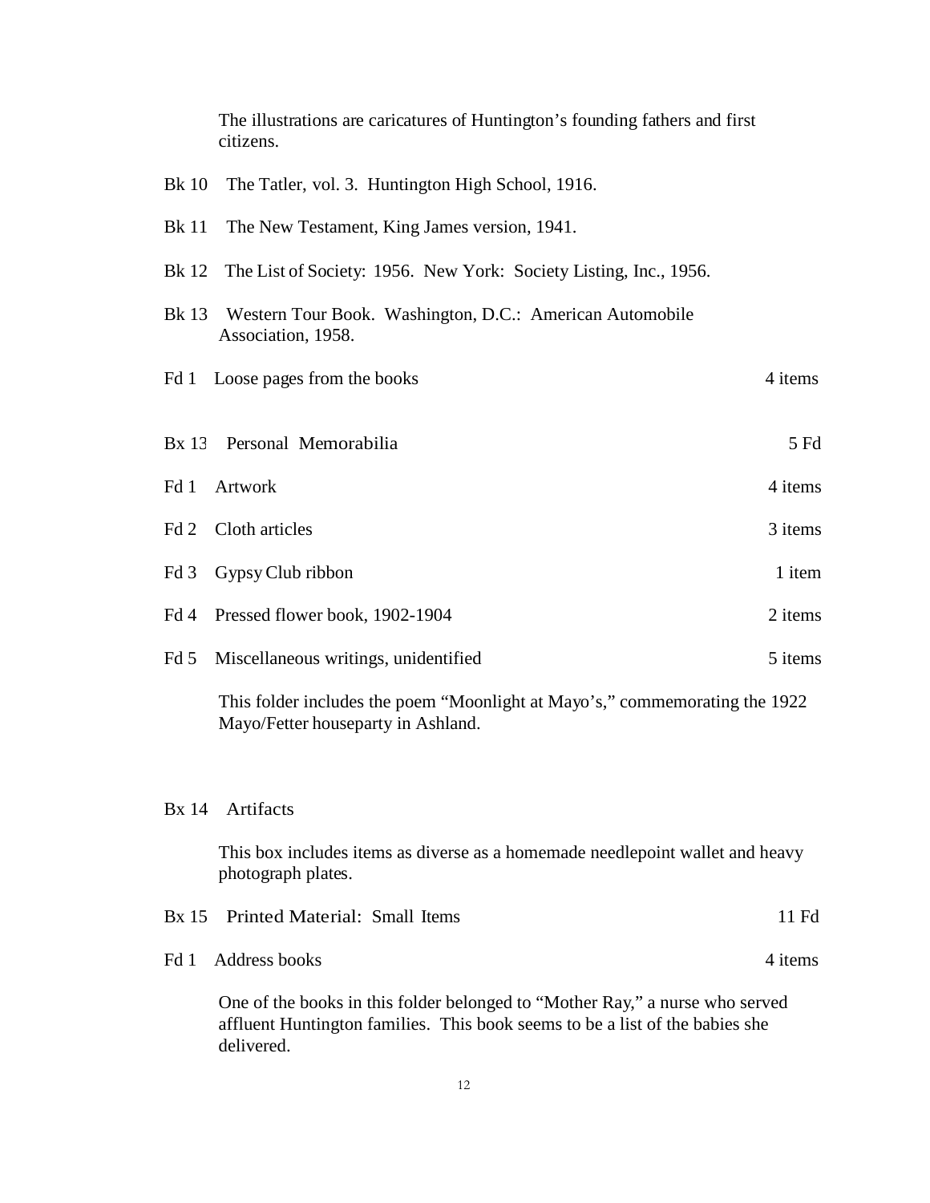The illustrations are caricatures of Huntington's founding fathers and first citizens.

Bk 10 The Tatler, vol. 3. Huntington High School, 1916.

Bk 11 The New Testament, King James version, 1941.

Bk 12 The List of Society: 1956. New York: Society Listing, Inc., 1956.

Bk 13 Western Tour Book. Washington, D.C.: American Automobile Association, 1958.

Fd 1 Loose pages from the books — 4 items

Bx 13 Personal Memorabilia — 5 Fd

Fd 1 Artwork — 4 items

Fd 2 Cloth articles — 3 items

Fd 3 Gypsy Club ribbon — 1 item

Fd 4 Pressed flower book, 1902-1904 — 2 items

Fd 5 Miscellaneous writings, unidentified — 5 items

This folder includes the poem "Moonlight at Mayo's," commemorating the 1922 Mayo/Fetter houseparty in Ashland.

Bx 14 Artifacts

This box includes items as diverse as a homemade needlepoint wallet and heavy photograph plates.

Bx 15 Printed Material: Small Items — 11 Fd

Fd 1 Address books — 4 items

One of the books in this folder belonged to "Mother Ray," a nurse who served affluent Huntington families. This book seems to be a list of the babies she delivered.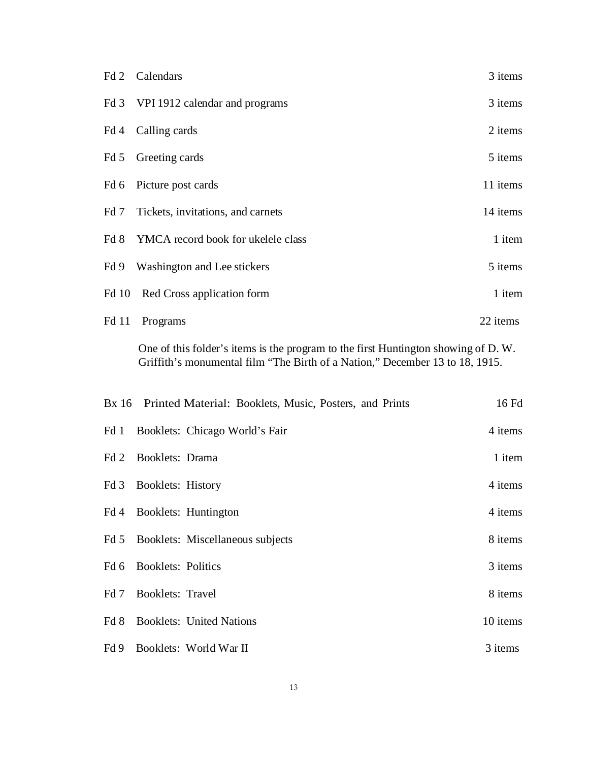Fd 2 Calendars — 3 items

Fd 3 VPI 1912 calendar and programs — 3 items

Fd 4 Calling cards — 2 items

Fd 5 Greeting cards — 5 items

Fd 6 Picture post cards — 11 items

Fd 7 Tickets, invitations, and carnets — 14 items

Fd 8 YMCA record book for ukelele class — 1 item

Fd 9 Washington and Lee stickers — 5 items

Fd 10 Red Cross application form — 1 item

Fd 11 Programs — 22 items

One of this folder's items is the program to the first Huntington showing of D. W. Griffith's monumental film "The Birth of a Nation," December 13 to 18, 1915.

Bx 16 Printed Material: Booklets, Music, Posters, and Prints — 16 Fd

Fd 1 Booklets: Chicago World's Fair — 4 items

Fd 2 Booklets: Drama — 1 item

Fd 3 Booklets: History — 4 items

Fd 4 Booklets: Huntington — 4 items

Fd 5 Booklets: Miscellaneous subjects — 8 items

Fd 6 Booklets: Politics — 3 items

Fd 7 Booklets: Travel — 8 items

Fd 8 Booklets: United Nations — 10 items

Fd 9 Booklets: World War II — 3 items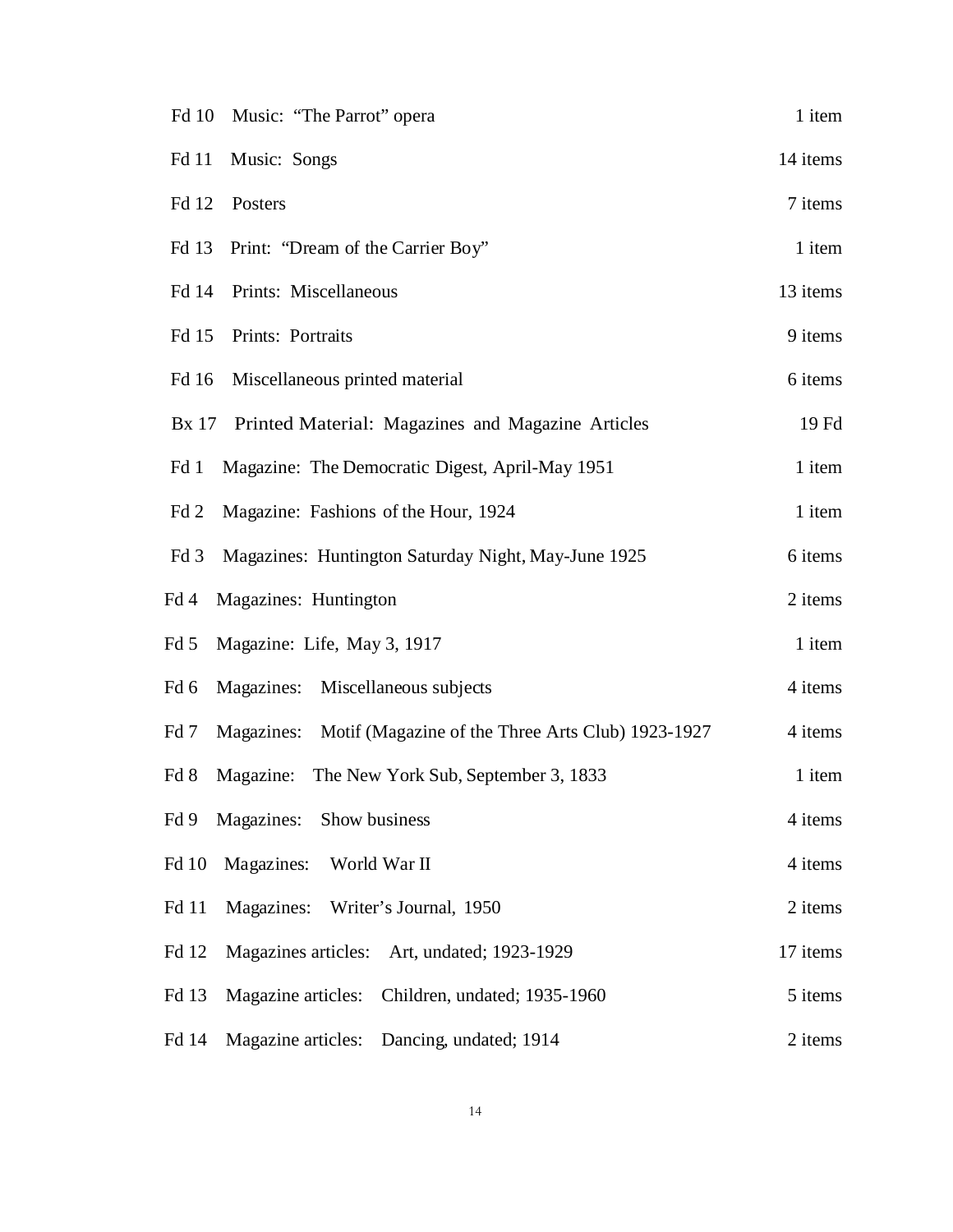| | | |
|---|---|---|
| Fd 10 | Music: "The Parrot" opera | 1 item |
| Fd 11 | Music: Songs | 14 items |
| Fd 12 | Posters | 7 items |
| Fd 13 | Print: "Dream of the Carrier Boy" | 1 item |
| Fd 14 | Prints: Miscellaneous | 13 items |
| Fd 15 | Prints: Portraits | 9 items |
| Fd 16 | Miscellaneous printed material | 6 items |
| Bx 17 | Printed Material: Magazines and Magazine Articles | 19 Fd |
| Fd 1 | Magazine: The Democratic Digest, April-May 1951 | 1 item |
| Fd 2 | Magazine: Fashions of the Hour, 1924 | 1 item |
| Fd 3 | Magazines: Huntington Saturday Night, May-June 1925 | 6 items |
| Fd 4 | Magazines: Huntington | 2 items |
| Fd 5 | Magazine: Life, May 3, 1917 | 1 item |
| Fd 6 | Magazines: Miscellaneous subjects | 4 items |
| Fd 7 | Magazines: Motif (Magazine of the Three Arts Club) 1923-1927 | 4 items |
| Fd 8 | Magazine: The New York Sub, September 3, 1833 | 1 item |
| Fd 9 | Magazines: Show business | 4 items |
| Fd 10 | Magazines: World War II | 4 items |
| Fd 11 | Magazines: Writer's Journal, 1950 | 2 items |
| Fd 12 | Magazines articles: Art, undated; 1923-1929 | 17 items |
| Fd 13 | Magazine articles: Children, undated; 1935-1960 | 5 items |
| Fd 14 | Magazine articles: Dancing, undated; 1914 | 2 items |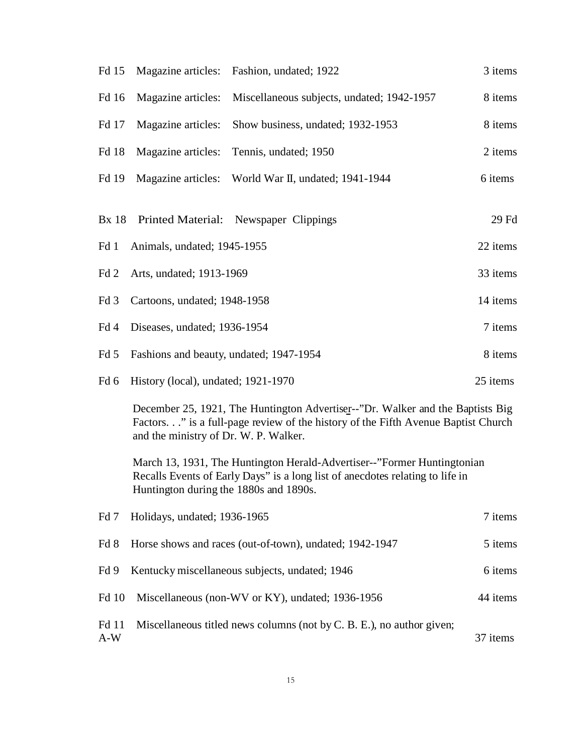| | | |
|---|---|---|
| Fd 15 | Magazine articles: Fashion, undated; 1922 | 3 items |
| Fd 16 | Magazine articles: Miscellaneous subjects, undated; 1942-1957 | 8 items |
| Fd 17 | Magazine articles: Show business, undated; 1932-1953 | 8 items |
| Fd 18 | Magazine articles: Tennis, undated; 1950 | 2 items |
| Fd 19 | Magazine articles: World War II, undated; 1941-1944 | 6 items |

Bx 18 Printed Material: Newspaper Clippings 29 Fd

| | | |
|---|---|---|
| Fd 1 | Animals, undated; 1945-1955 | 22 items |
| Fd 2 | Arts, undated; 1913-1969 | 33 items |
| Fd 3 | Cartoons, undated; 1948-1958 | 14 items |
| Fd 4 | Diseases, undated; 1936-1954 | 7 items |
| Fd 5 | Fashions and beauty, undated; 1947-1954 | 8 items |
| Fd 6 | History (local), undated; 1921-1970 | 25 items |

December 25, 1921, The Huntington Advertiser--"Dr. Walker and the Baptists Big Factors. . ." is a full-page review of the history of the Fifth Avenue Baptist Church and the ministry of Dr. W. P. Walker.

March 13, 1931, The Huntington Herald-Advertiser--"Former Huntingtonian Recalls Events of Early Days" is a long list of anecdotes relating to life in Huntington during the 1880s and 1890s.

| | | |
|---|---|---|
| Fd 7 | Holidays, undated; 1936-1965 | 7 items |
| Fd 8 | Horse shows and races (out-of-town), undated; 1942-1947 | 5 items |
| Fd 9 | Kentucky miscellaneous subjects, undated; 1946 | 6 items |
| Fd 10 | Miscellaneous (non-WV or KY), undated; 1936-1956 | 44 items |
| Fd 11 A-W | Miscellaneous titled news columns (not by C. B. E.), no author given; | 37 items |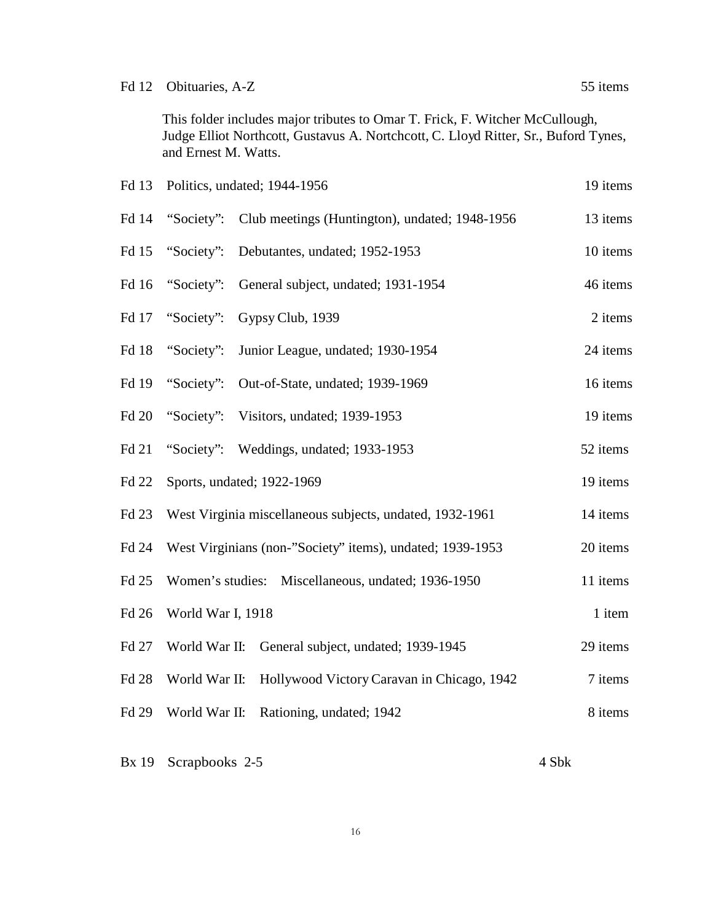Fd 12 Obituaries, A-Z 55 items

This folder includes major tributes to Omar T. Frick, F. Witcher McCullough, Judge Elliot Northcott, Gustavus A. Nortchcott, C. Lloyd Ritter, Sr., Buford Tynes, and Ernest M. Watts.

| | | |
|---|---|---|
| Fd 13 | Politics, undated; 1944-1956 | 19 items |
| Fd 14 | "Society": Club meetings (Huntington), undated; 1948-1956 | 13 items |
| Fd 15 | "Society": Debutantes, undated; 1952-1953 | 10 items |
| Fd 16 | "Society": General subject, undated; 1931-1954 | 46 items |
| Fd 17 | "Society": Gypsy Club, 1939 | 2 items |
| Fd 18 | "Society": Junior League, undated; 1930-1954 | 24 items |
| Fd 19 | "Society": Out-of-State, undated; 1939-1969 | 16 items |
| Fd 20 | "Society": Visitors, undated; 1939-1953 | 19 items |
| Fd 21 | "Society": Weddings, undated; 1933-1953 | 52 items |
| Fd 22 | Sports, undated; 1922-1969 | 19 items |
| Fd 23 | West Virginia miscellaneous subjects, undated, 1932-1961 | 14 items |
| Fd 24 | West Virginians (non-"Society" items), undated; 1939-1953 | 20 items |
| Fd 25 | Women's studies: Miscellaneous, undated; 1936-1950 | 11 items |
| Fd 26 | World War I, 1918 | 1 item |
| Fd 27 | World War II: General subject, undated; 1939-1945 | 29 items |
| Fd 28 | World War II: Hollywood Victory Caravan in Chicago, 1942 | 7 items |
| Fd 29 | World War II: Rationing, undated; 1942 | 8 items |

Bx 19 Scrapbooks 2-5 4 Sbk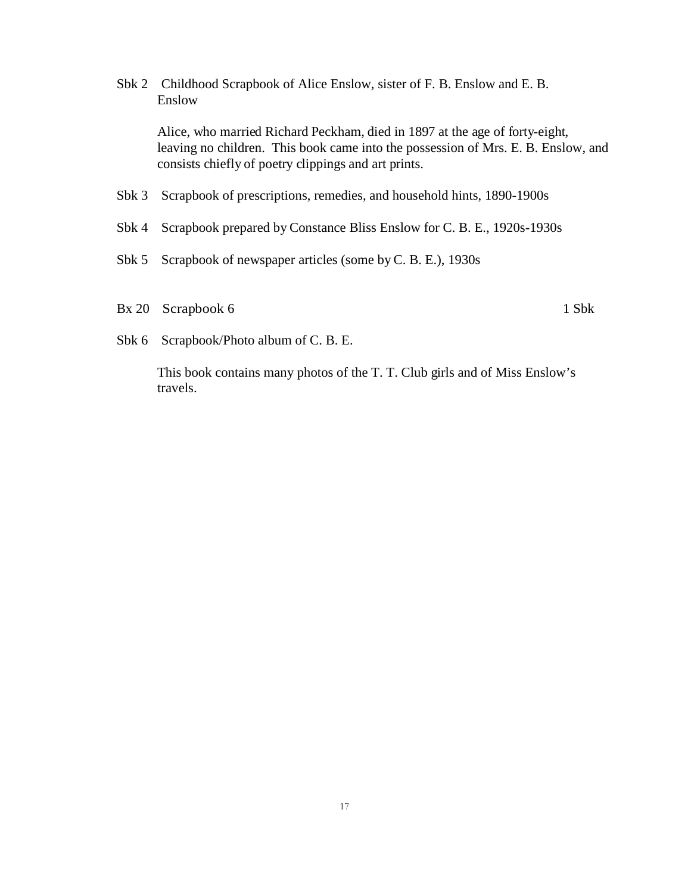Sbk 2 Childhood Scrapbook of Alice Enslow, sister of F. B. Enslow and E. B. Enslow

Alice, who married Richard Peckham, died in 1897 at the age of forty-eight, leaving no children. This book came into the possession of Mrs. E. B. Enslow, and consists chiefly of poetry clippings and art prints.

Sbk 3 Scrapbook of prescriptions, remedies, and household hints, 1890-1900s

Sbk 4 Scrapbook prepared by Constance Bliss Enslow for C. B. E., 1920s-1930s

Sbk 5 Scrapbook of newspaper articles (some by C. B. E.), 1930s

Bx 20 Scrapbook 6 1 Sbk

Sbk 6 Scrapbook/Photo album of C. B. E.

This book contains many photos of the T. T. Club girls and of Miss Enslow's travels.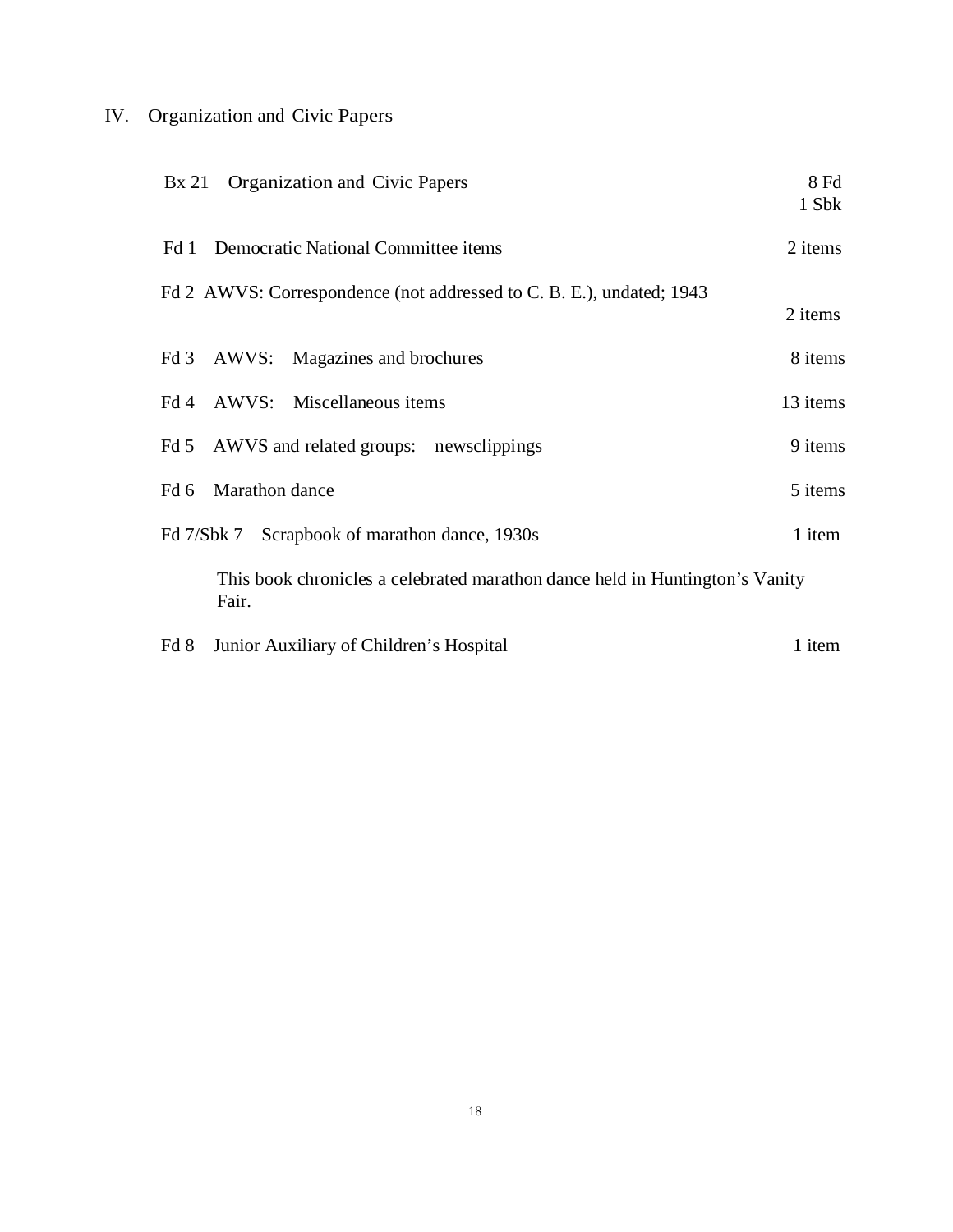# IV. Organization and Civic Papers

| | | |
|---|---|---|
| Bx 21 | Organization and Civic Papers | 8 Fd<br>1 Sbk |
| Fd 1 | Democratic National Committee items | 2 items |
| Fd 2 | AWVS: Correspondence (not addressed to C. B. E.), undated; 1943 | 2 items |
| Fd 3 | AWVS: Magazines and brochures | 8 items |
| Fd 4 | AWVS: Miscellaneous items | 13 items |
| Fd 5 | AWVS and related groups: newsclippings | 9 items |
| Fd 6 | Marathon dance | 5 items |
| Fd 7/Sbk 7 | Scrapbook of marathon dance, 1930s<br><br>This book chronicles a celebrated marathon dance held in Huntington's Vanity Fair. | 1 item |
| Fd 8 | Junior Auxiliary of Children's Hospital | 1 item |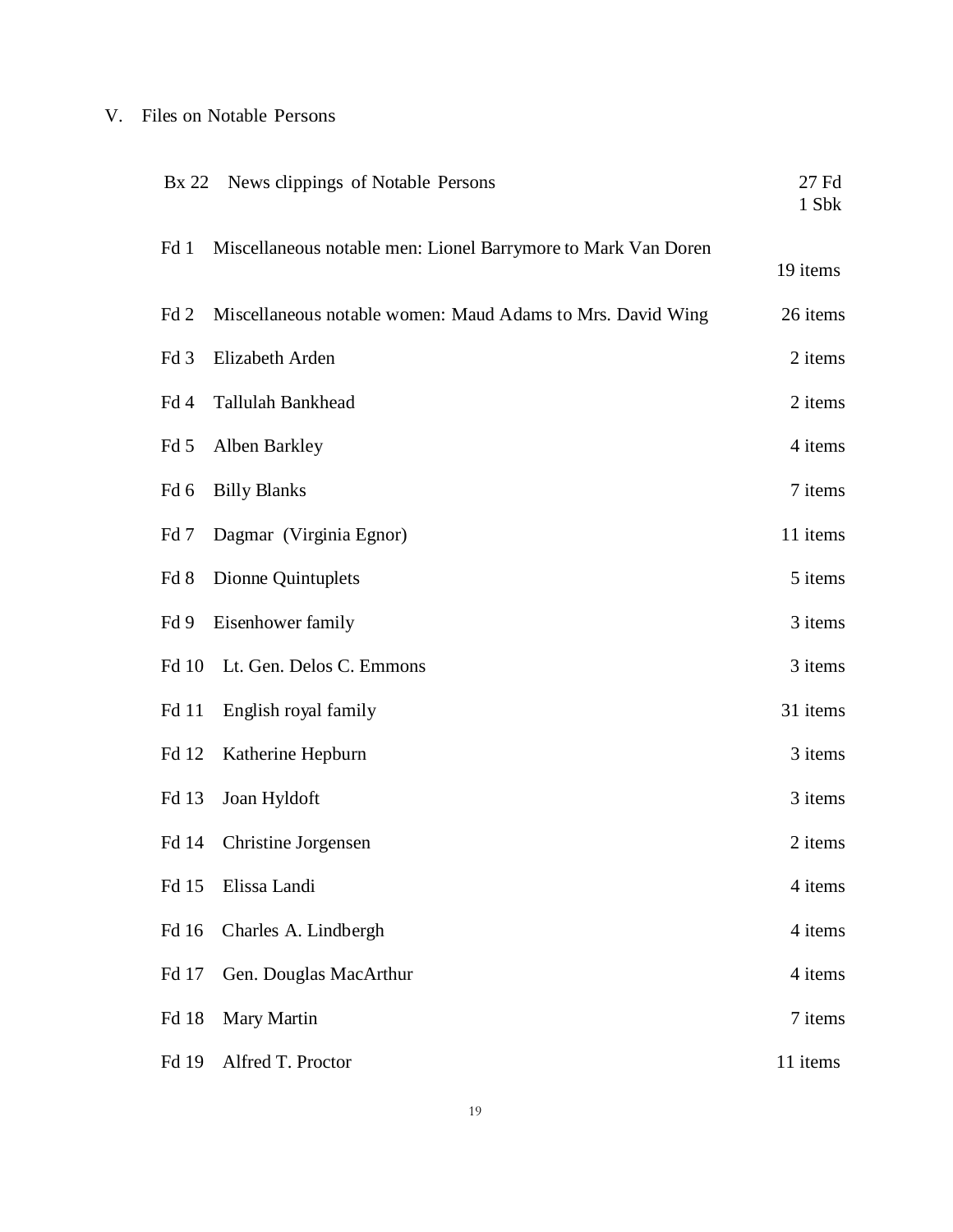## V. Files on Notable Persons

| | | |
|---|---|---|
| Bx 22 | News clippings of Notable Persons | 27 Fd<br>1 Sbk |
| Fd 1 | Miscellaneous notable men: Lionel Barrymore to Mark Van Doren | 19 items |
| Fd 2 | Miscellaneous notable women: Maud Adams to Mrs. David Wing | 26 items |
| Fd 3 | Elizabeth Arden | 2 items |
| Fd 4 | Tallulah Bankhead | 2 items |
| Fd 5 | Alben Barkley | 4 items |
| Fd 6 | Billy Blanks | 7 items |
| Fd 7 | Dagmar (Virginia Egnor) | 11 items |
| Fd 8 | Dionne Quintuplets | 5 items |
| Fd 9 | Eisenhower family | 3 items |
| Fd 10 | Lt. Gen. Delos C. Emmons | 3 items |
| Fd 11 | English royal family | 31 items |
| Fd 12 | Katherine Hepburn | 3 items |
| Fd 13 | Joan Hyldoft | 3 items |
| Fd 14 | Christine Jorgensen | 2 items |
| Fd 15 | Elissa Landi | 4 items |
| Fd 16 | Charles A. Lindbergh | 4 items |
| Fd 17 | Gen. Douglas MacArthur | 4 items |
| Fd 18 | Mary Martin | 7 items |
| Fd 19 | Alfred T. Proctor | 11 items |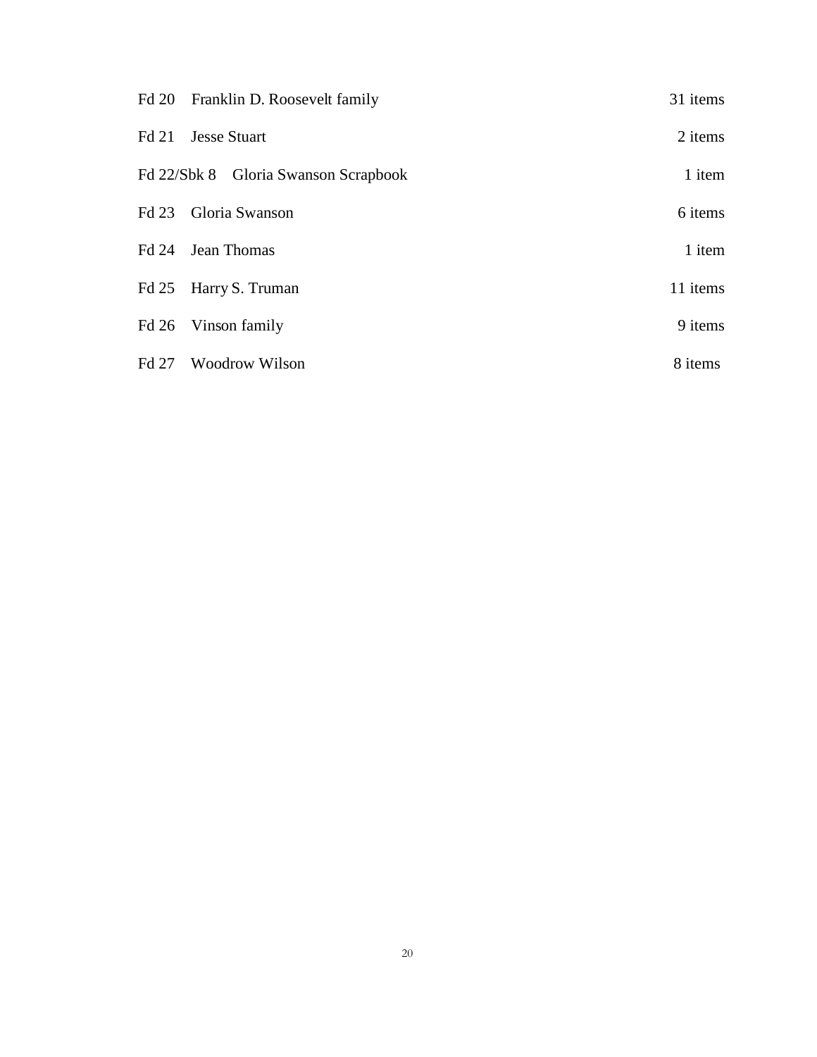| | | |
|---|---|---|
| Fd 20 | Franklin D. Roosevelt family | 31 items |
| Fd 21 | Jesse Stuart | 2 items |
| Fd 22/Sbk 8 | Gloria Swanson Scrapbook | 1 item |
| Fd 23 | Gloria Swanson | 6 items |
| Fd 24 | Jean Thomas | 1 item |
| Fd 25 | Harry S. Truman | 11 items |
| Fd 26 | Vinson family | 9 items |
| Fd 27 | Woodrow Wilson | 8 items |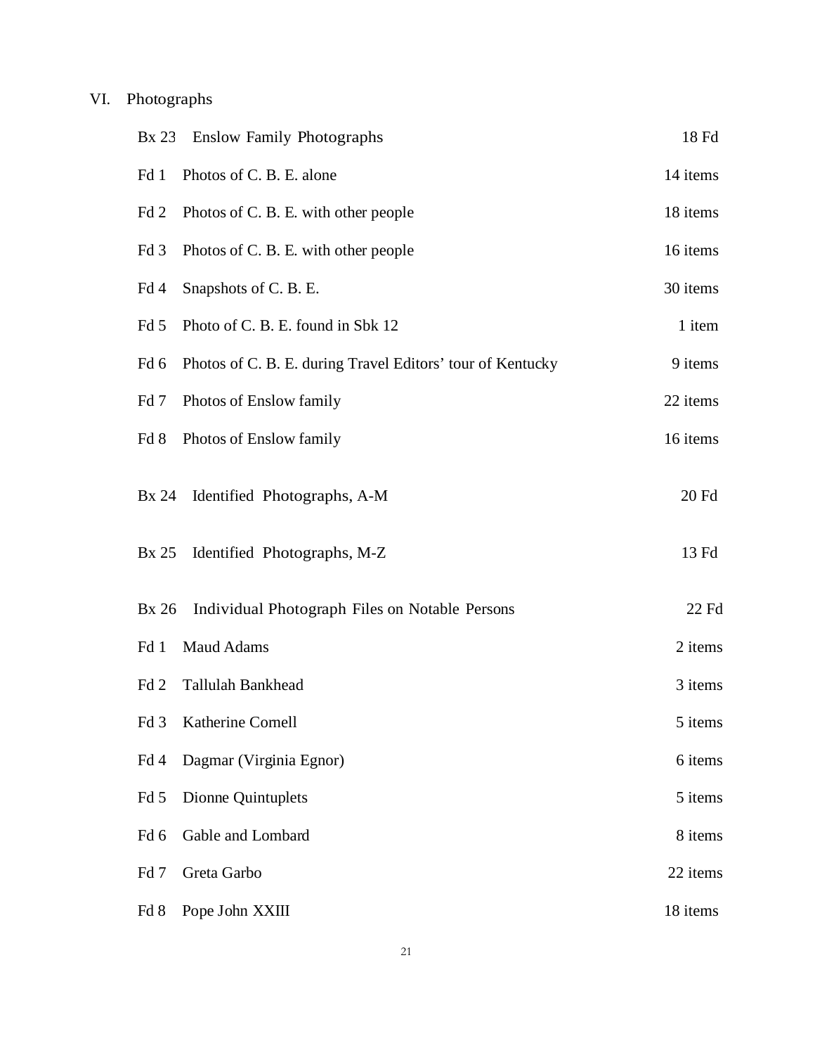## VI. Photographs

| | | |
|---|---|---|
| **Bx 23** | **Enslow Family Photographs** | **18 Fd** |
| Fd 1 | Photos of C. B. E. alone | 14 items |
| Fd 2 | Photos of C. B. E. with other people | 18 items |
| Fd 3 | Photos of C. B. E. with other people | 16 items |
| Fd 4 | Snapshots of C. B. E. | 30 items |
| Fd 5 | Photo of C. B. E. found in Sbk 12 | 1 item |
| Fd 6 | Photos of C. B. E. during Travel Editors' tour of Kentucky | 9 items |
| Fd 7 | Photos of Enslow family | 22 items |
| Fd 8 | Photos of Enslow family | 16 items |
| **Bx 24** | **Identified Photographs, A-M** | **20 Fd** |
| **Bx 25** | **Identified Photographs, M-Z** | **13 Fd** |
| **Bx 26** | **Individual Photograph Files on Notable Persons** | **22 Fd** |
| Fd 1 | Maud Adams | 2 items |
| Fd 2 | Tallulah Bankhead | 3 items |
| Fd 3 | Katherine Cornell | 5 items |
| Fd 4 | Dagmar (Virginia Egnor) | 6 items |
| Fd 5 | Dionne Quintuplets | 5 items |
| Fd 6 | Gable and Lombard | 8 items |
| Fd 7 | Greta Garbo | 22 items |
| Fd 8 | Pope John XXIII | 18 items |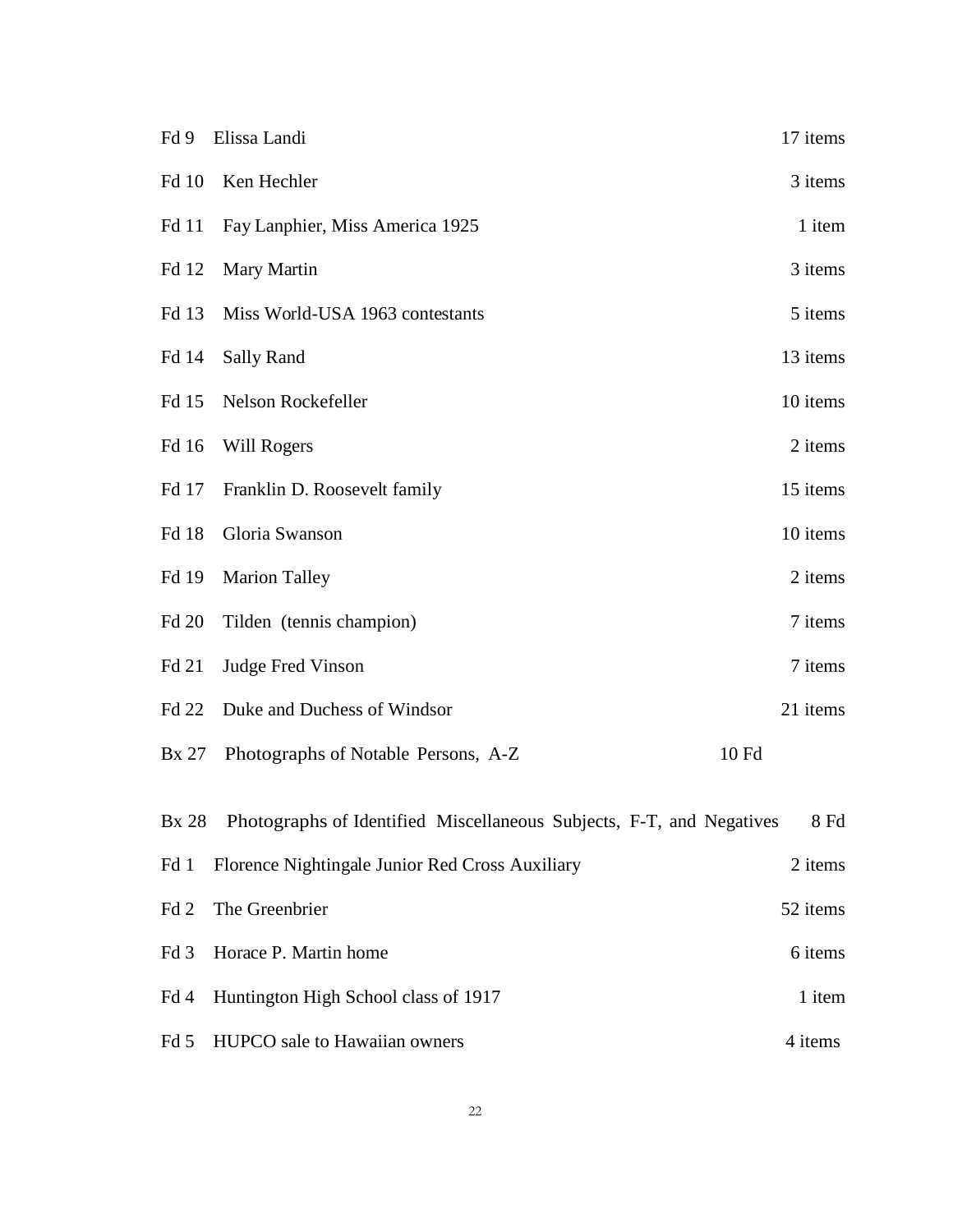Fd 9 Elissa Landi 17 items

Fd 10 Ken Hechler 3 items

Fd 11 Fay Lanphier, Miss America 1925 1 item

Fd 12 Mary Martin 3 items

Fd 13 Miss World-USA 1963 contestants 5 items

Fd 14 Sally Rand 13 items

Fd 15 Nelson Rockefeller 10 items

Fd 16 Will Rogers 2 items

Fd 17 Franklin D. Roosevelt family 15 items

Fd 18 Gloria Swanson 10 items

Fd 19 Marion Talley 2 items

Fd 20 Tilden (tennis champion) 7 items

Fd 21 Judge Fred Vinson 7 items

Fd 22 Duke and Duchess of Windsor 21 items

Bx 27 Photographs of Notable Persons, A-Z 10 Fd

Bx 28 Photographs of Identified Miscellaneous Subjects, F-T, and Negatives 8 Fd

Fd 1 Florence Nightingale Junior Red Cross Auxiliary 2 items

Fd 2 The Greenbrier 52 items

Fd 3 Horace P. Martin home 6 items

Fd 4 Huntington High School class of 1917 1 item

Fd 5 HUPCO sale to Hawaiian owners 4 items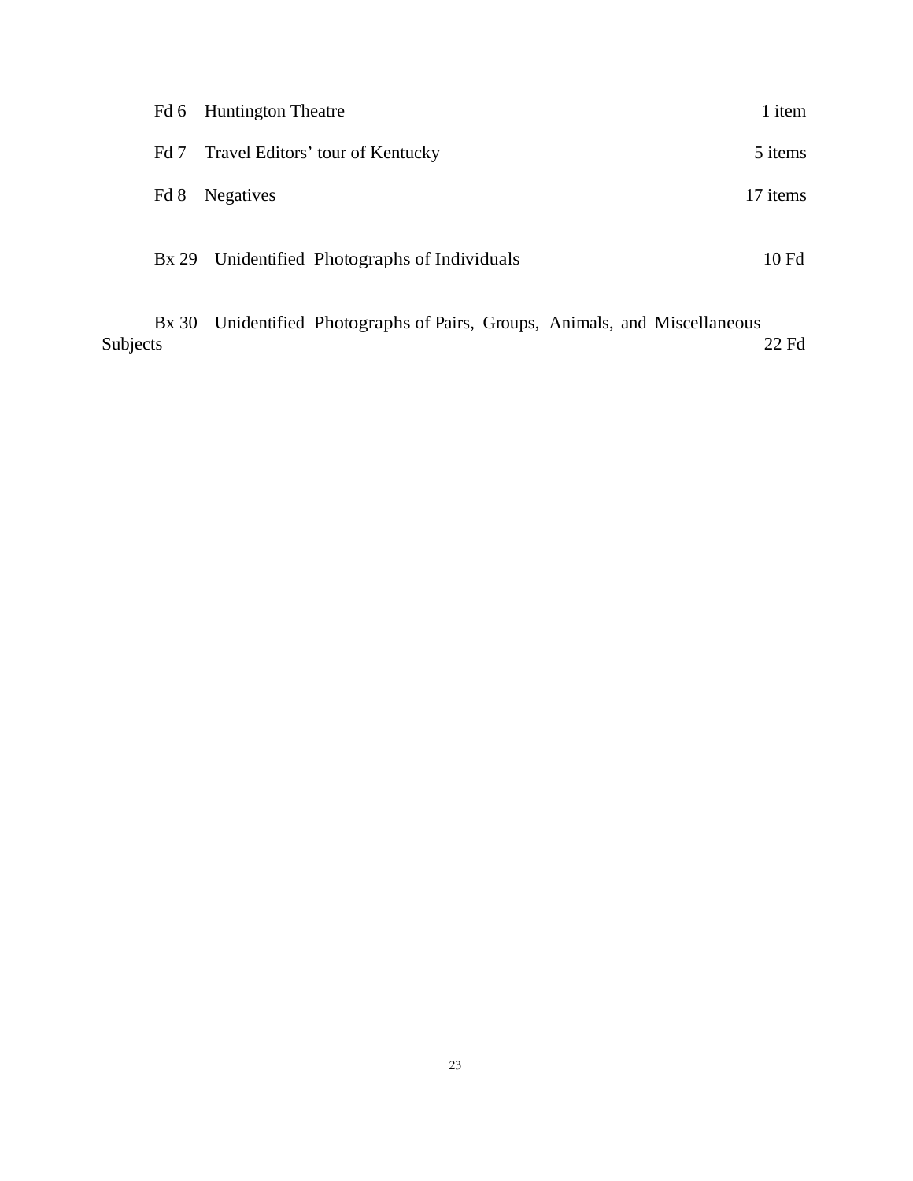Fd 6 Huntington Theatre 1 item

Fd 7 Travel Editors' tour of Kentucky 5 items

Fd 8 Negatives 17 items

Bx 29 Unidentified Photographs of Individuals 10 Fd

Bx 30 Unidentified Photographs of Pairs, Groups, Animals, and Miscellaneous Subjects 22 Fd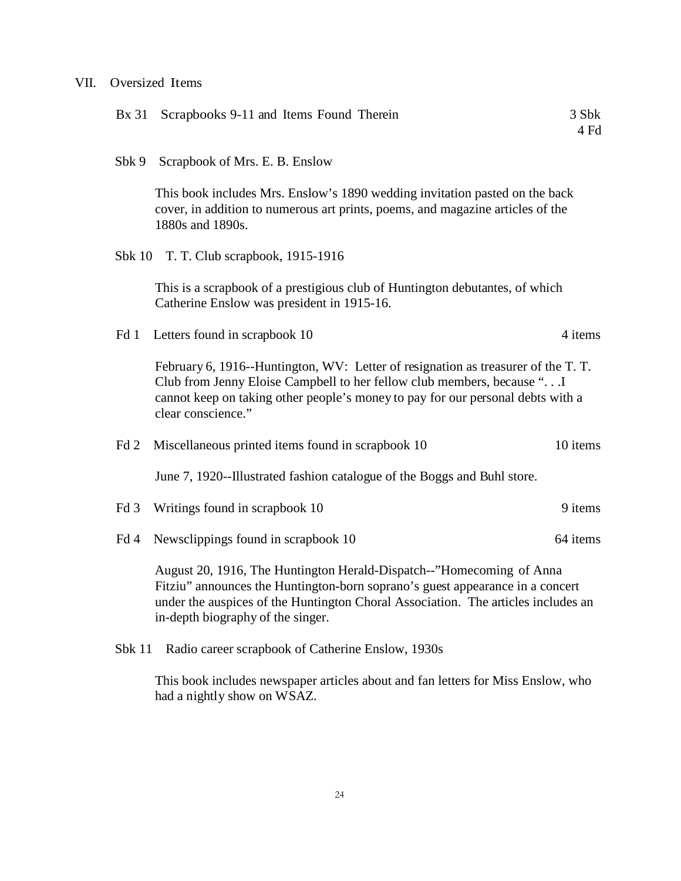## VII. Oversized Items

**Bx 31** Scrapbooks 9-11 and Items Found Therein — 3 Sbk, 4 Fd

**Sbk 9** Scrapbook of Mrs. E. B. Enslow

This book includes Mrs. Enslow's 1890 wedding invitation pasted on the back cover, in addition to numerous art prints, poems, and magazine articles of the 1880s and 1890s.

**Sbk 10** T. T. Club scrapbook, 1915-1916

This is a scrapbook of a prestigious club of Huntington debutantes, of which Catherine Enslow was president in 1915-16.

**Fd 1** Letters found in scrapbook 10 — 4 items

February 6, 1916--Huntington, WV: Letter of resignation as treasurer of the T. T. Club from Jenny Eloise Campbell to her fellow club members, because ". . .I cannot keep on taking other people's money to pay for our personal debts with a clear conscience."

**Fd 2** Miscellaneous printed items found in scrapbook 10 — 10 items

June 7, 1920--Illustrated fashion catalogue of the Boggs and Buhl store.

**Fd 3** Writings found in scrapbook 10 — 9 items

**Fd 4** Newsclippings found in scrapbook 10 — 64 items

August 20, 1916, The Huntington Herald-Dispatch--"Homecoming of Anna Fitziu" announces the Huntington-born soprano's guest appearance in a concert under the auspices of the Huntington Choral Association. The articles includes an in-depth biography of the singer.

**Sbk 11** Radio career scrapbook of Catherine Enslow, 1930s

This book includes newspaper articles about and fan letters for Miss Enslow, who had a nightly show on WSAZ.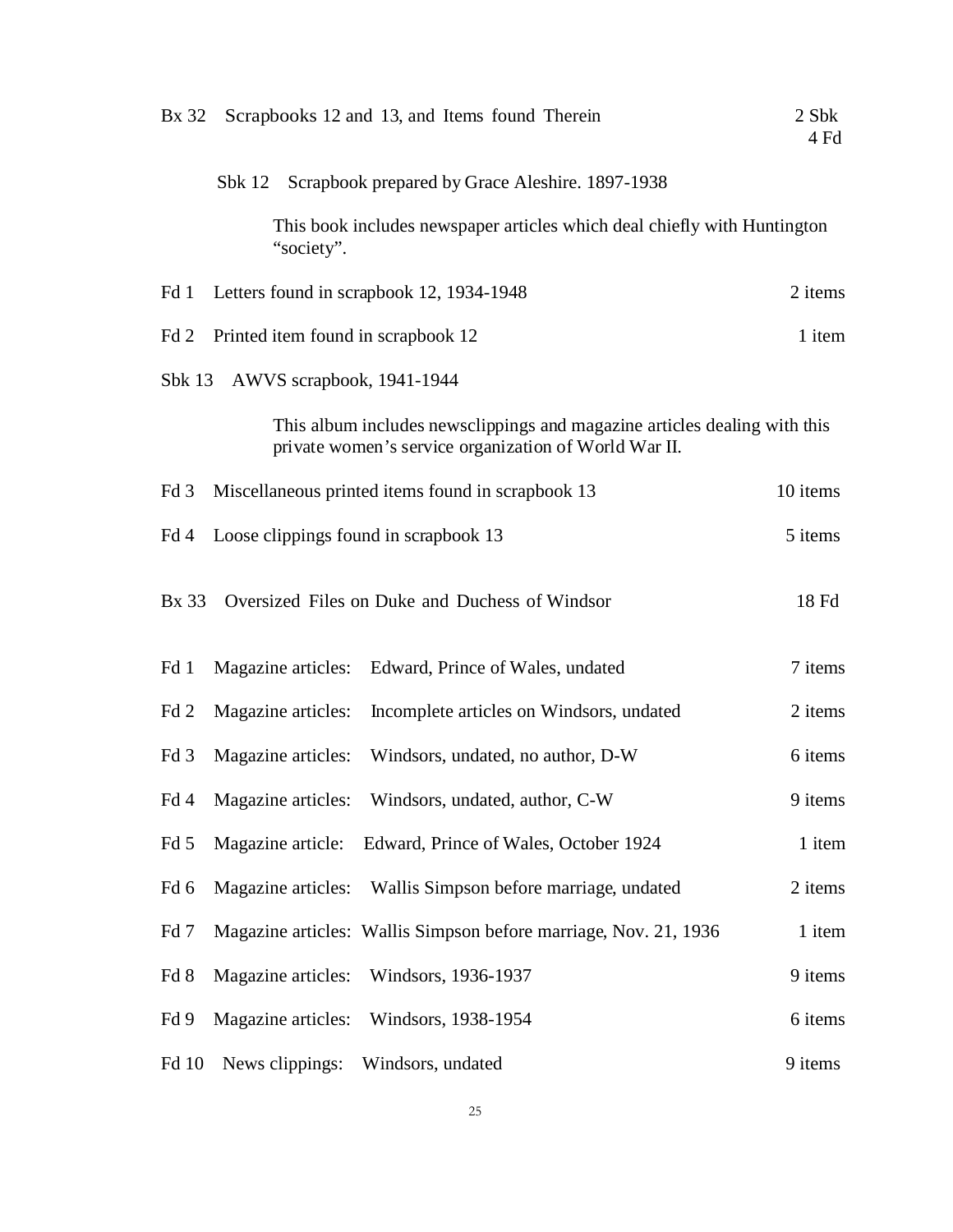Bx 32 Scrapbooks 12 and 13, and Items found Therein 2 Sbk 4 Fd

Sbk 12 Scrapbook prepared by Grace Aleshire. 1897-1938

This book includes newspaper articles which deal chiefly with Huntington "society".

| | | |
|---|---|---|
| Fd 1 | Letters found in scrapbook 12, 1934-1948 | 2 items |
| Fd 2 | Printed item found in scrapbook 12 | 1 item |

Sbk 13 AWVS scrapbook, 1941-1944

This album includes newsclippings and magazine articles dealing with this private women's service organization of World War II.

| | | |
|---|---|---|
| Fd 3 | Miscellaneous printed items found in scrapbook 13 | 10 items |
| Fd 4 | Loose clippings found in scrapbook 13 | 5 items |

Bx 33 Oversized Files on Duke and Duchess of Windsor 18 Fd

| | | |
|---|---|---|
| Fd 1 | Magazine articles: Edward, Prince of Wales, undated | 7 items |
| Fd 2 | Magazine articles: Incomplete articles on Windsors, undated | 2 items |
| Fd 3 | Magazine articles: Windsors, undated, no author, D-W | 6 items |
| Fd 4 | Magazine articles: Windsors, undated, author, C-W | 9 items |
| Fd 5 | Magazine article: Edward, Prince of Wales, October 1924 | 1 item |
| Fd 6 | Magazine articles: Wallis Simpson before marriage, undated | 2 items |
| Fd 7 | Magazine articles: Wallis Simpson before marriage, Nov. 21, 1936 | 1 item |
| Fd 8 | Magazine articles: Windsors, 1936-1937 | 9 items |
| Fd 9 | Magazine articles: Windsors, 1938-1954 | 6 items |
| Fd 10 | News clippings: Windsors, undated | 9 items |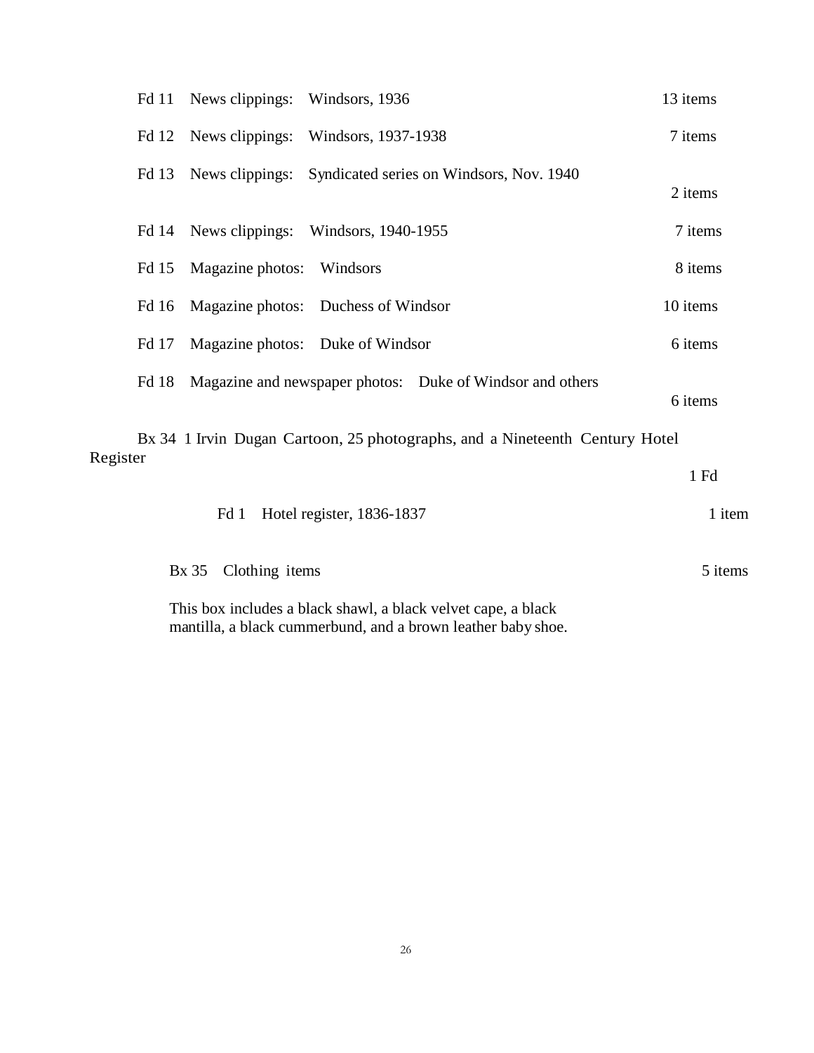| | | |
|---|---|---|
| Fd 11 | News clippings: Windsors, 1936 | 13 items |
| Fd 12 | News clippings: Windsors, 1937-1938 | 7 items |
| Fd 13 | News clippings: Syndicated series on Windsors, Nov. 1940 | 2 items |
| Fd 14 | News clippings: Windsors, 1940-1955 | 7 items |
| Fd 15 | Magazine photos: Windsors | 8 items |
| Fd 16 | Magazine photos: Duchess of Windsor | 10 items |
| Fd 17 | Magazine photos: Duke of Windsor | 6 items |
| Fd 18 | Magazine and newspaper photos: Duke of Windsor and others | 6 items |

Bx 34 1 Irvin Dugan Cartoon, 25 photographs, and a Nineteenth Century Hotel Register

1 Fd

| | | |
|---|---|---|
| Fd 1 | Hotel register, 1836-1837 | 1 item |

Bx 35 Clothing items 5 items

This box includes a black shawl, a black velvet cape, a black mantilla, a black cummerbund, and a brown leather baby shoe.